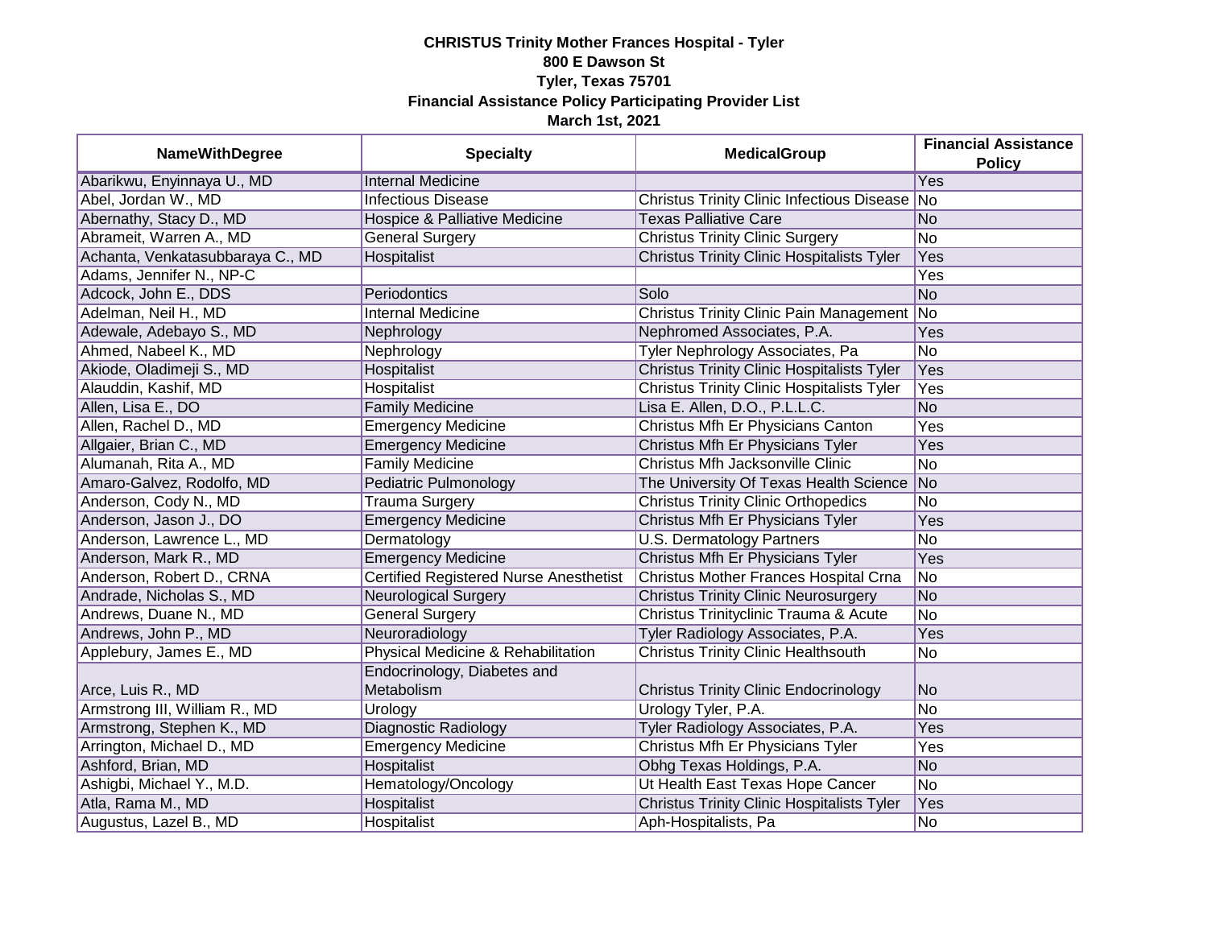**CHRISTUS Trinity Mother Frances Hospital - Tyler**
**800 E Dawson St**
**Tyler, Texas 75701**
**Financial Assistance Policy Participating Provider List**
**March 1st, 2021**

| NameWithDegree | Specialty | MedicalGroup | Financial Assistance Policy |
|---|---|---|---|
| Abarikwu, Enyinnaya U., MD | Internal Medicine | | Yes |
| Abel, Jordan W., MD | Infectious Disease | Christus Trinity Clinic Infectious Disease | No |
| Abernathy, Stacy D., MD | Hospice & Palliative Medicine | Texas Palliative Care | No |
| Abrameit, Warren A., MD | General Surgery | Christus Trinity Clinic Surgery | No |
| Achanta, Venkatasubbaraya C., MD | Hospitalist | Christus Trinity Clinic Hospitalists Tyler | Yes |
| Adams, Jennifer N., NP-C | | | Yes |
| Adcock, John E., DDS | Periodontics | Solo | No |
| Adelman, Neil H., MD | Internal Medicine | Christus Trinity Clinic Pain Management | No |
| Adewale, Adebayo S., MD | Nephrology | Nephromed Associates, P.A. | Yes |
| Ahmed, Nabeel K., MD | Nephrology | Tyler Nephrology Associates, Pa | No |
| Akiode, Oladimeji S., MD | Hospitalist | Christus Trinity Clinic Hospitalists Tyler | Yes |
| Alauddin, Kashif, MD | Hospitalist | Christus Trinity Clinic Hospitalists Tyler | Yes |
| Allen, Lisa E., DO | Family Medicine | Lisa E. Allen, D.O., P.L.L.C. | No |
| Allen, Rachel D., MD | Emergency Medicine | Christus Mfh Er Physicians Canton | Yes |
| Allgaier, Brian C., MD | Emergency Medicine | Christus Mfh Er Physicians Tyler | Yes |
| Alumanah, Rita A., MD | Family Medicine | Christus Mfh Jacksonville Clinic | No |
| Amaro-Galvez, Rodolfo, MD | Pediatric Pulmonology | The University Of Texas Health Science | No |
| Anderson, Cody N., MD | Trauma Surgery | Christus Trinity Clinic Orthopedics | No |
| Anderson, Jason J., DO | Emergency Medicine | Christus Mfh Er Physicians Tyler | Yes |
| Anderson, Lawrence L., MD | Dermatology | U.S. Dermatology Partners | No |
| Anderson, Mark R., MD | Emergency Medicine | Christus Mfh Er Physicians Tyler | Yes |
| Anderson, Robert D., CRNA | Certified Registered Nurse Anesthetist | Christus Mother Frances Hospital Crna | No |
| Andrade, Nicholas S., MD | Neurological Surgery | Christus Trinity Clinic Neurosurgery | No |
| Andrews, Duane N., MD | General Surgery | Christus Trinityclinic Trauma & Acute | No |
| Andrews, John P., MD | Neuroradiology | Tyler Radiology Associates, P.A. | Yes |
| Applebury, James E., MD | Physical Medicine & Rehabilitation | Christus Trinity Clinic Healthsouth | No |
| Arce, Luis R., MD | Endocrinology, Diabetes and Metabolism | Christus Trinity Clinic Endocrinology | No |
| Armstrong III, William R., MD | Urology | Urology Tyler, P.A. | No |
| Armstrong, Stephen K., MD | Diagnostic Radiology | Tyler Radiology Associates, P.A. | Yes |
| Arrington, Michael D., MD | Emergency Medicine | Christus Mfh Er Physicians Tyler | Yes |
| Ashford, Brian, MD | Hospitalist | Obhg Texas Holdings, P.A. | No |
| Ashigbi, Michael Y., M.D. | Hematology/Oncology | Ut Health East Texas Hope Cancer | No |
| Atla, Rama M., MD | Hospitalist | Christus Trinity Clinic Hospitalists Tyler | Yes |
| Augustus, Lazel B., MD | Hospitalist | Aph-Hospitalists, Pa | No |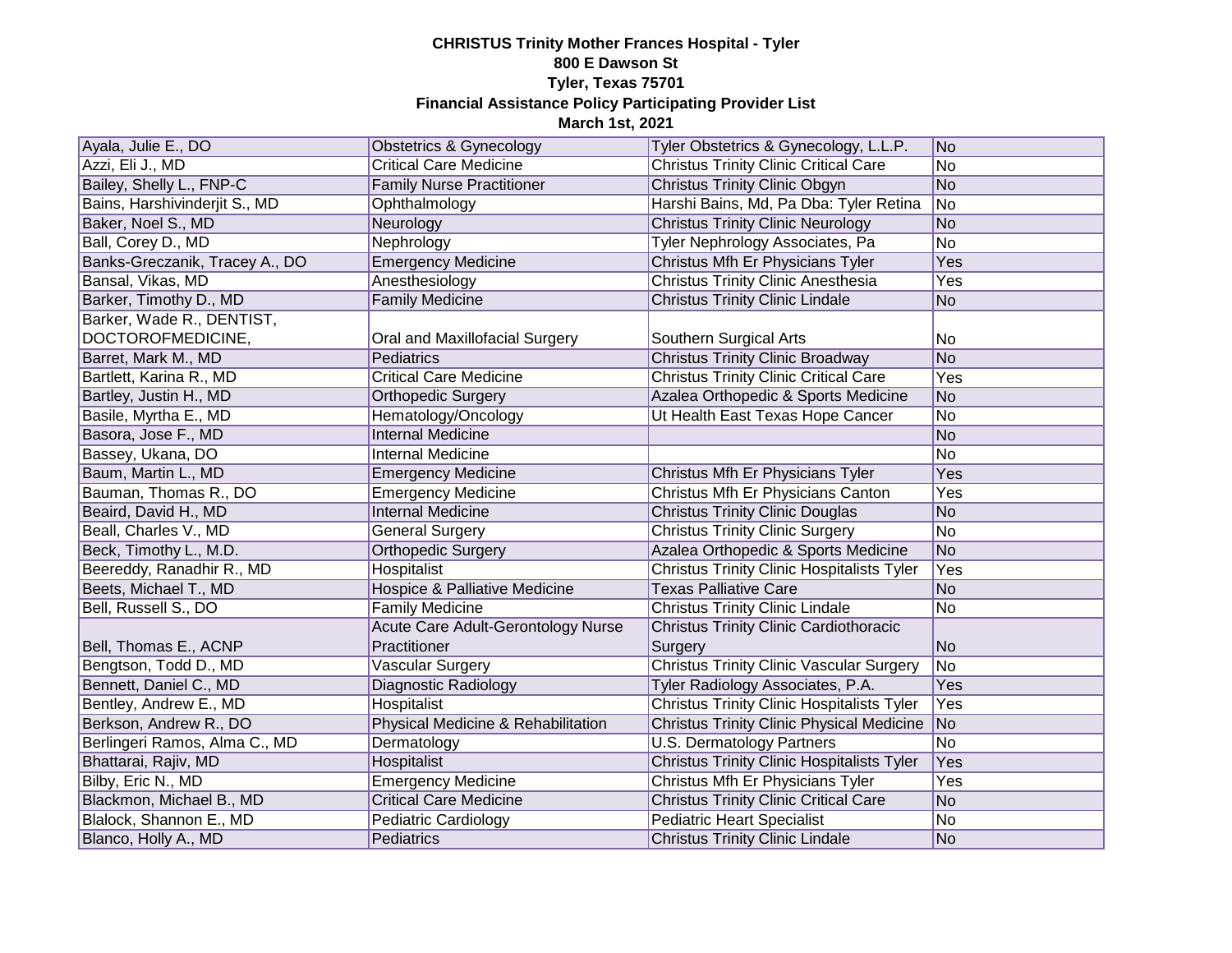**CHRISTUS Trinity Mother Frances Hospital - Tyler**
**800 E Dawson St**
**Tyler, Texas 75701**
**Financial Assistance Policy Participating Provider List**
**March 1st, 2021**

| | | | |
|---|---|---|---|
| Ayala, Julie E., DO | Obstetrics & Gynecology | Tyler Obstetrics & Gynecology, L.L.P. | No |
| Azzi, Eli J., MD | Critical Care Medicine | Christus Trinity Clinic Critical Care | No |
| Bailey, Shelly L., FNP-C | Family Nurse Practitioner | Christus Trinity Clinic Obgyn | No |
| Bains, Harshivinderjit S., MD | Ophthalmology | Harshi Bains, Md, Pa Dba: Tyler Retina | No |
| Baker, Noel S., MD | Neurology | Christus Trinity Clinic Neurology | No |
| Ball, Corey D., MD | Nephrology | Tyler Nephrology Associates, Pa | No |
| Banks-Greczanik, Tracey A., DO | Emergency Medicine | Christus Mfh Er Physicians Tyler | Yes |
| Bansal, Vikas, MD | Anesthesiology | Christus Trinity Clinic Anesthesia | Yes |
| Barker, Timothy D., MD | Family Medicine | Christus Trinity Clinic Lindale | No |
| Barker, Wade R., DENTIST, DOCTOROFMEDICINE, | Oral and Maxillofacial Surgery | Southern Surgical Arts | No |
| Barret, Mark M., MD | Pediatrics | Christus Trinity Clinic Broadway | No |
| Bartlett, Karina R., MD | Critical Care Medicine | Christus Trinity Clinic Critical Care | Yes |
| Bartley, Justin H., MD | Orthopedic Surgery | Azalea Orthopedic & Sports Medicine | No |
| Basile, Myrtha E., MD | Hematology/Oncology | Ut Health East Texas Hope Cancer | No |
| Basora, Jose F., MD | Internal Medicine | | No |
| Bassey, Ukana, DO | Internal Medicine | | No |
| Baum, Martin L., MD | Emergency Medicine | Christus Mfh Er Physicians Tyler | Yes |
| Bauman, Thomas R., DO | Emergency Medicine | Christus Mfh Er Physicians Canton | Yes |
| Beaird, David H., MD | Internal Medicine | Christus Trinity Clinic Douglas | No |
| Beall, Charles V., MD | General Surgery | Christus Trinity Clinic Surgery | No |
| Beck, Timothy L., M.D. | Orthopedic Surgery | Azalea Orthopedic & Sports Medicine | No |
| Beereddy, Ranadhir R., MD | Hospitalist | Christus Trinity Clinic Hospitalists Tyler | Yes |
| Beets, Michael T., MD | Hospice & Palliative Medicine | Texas Palliative Care | No |
| Bell, Russell S., DO | Family Medicine | Christus Trinity Clinic Lindale | No |
| Bell, Thomas E., ACNP | Acute Care Adult-Gerontology Nurse Practitioner | Christus Trinity Clinic Cardiothoracic Surgery | No |
| Bengtson, Todd D., MD | Vascular Surgery | Christus Trinity Clinic Vascular Surgery | No |
| Bennett, Daniel C., MD | Diagnostic Radiology | Tyler Radiology Associates, P.A. | Yes |
| Bentley, Andrew E., MD | Hospitalist | Christus Trinity Clinic Hospitalists Tyler | Yes |
| Berkson, Andrew R., DO | Physical Medicine & Rehabilitation | Christus Trinity Clinic Physical Medicine | No |
| Berlingeri Ramos, Alma C., MD | Dermatology | U.S. Dermatology Partners | No |
| Bhattarai, Rajiv, MD | Hospitalist | Christus Trinity Clinic Hospitalists Tyler | Yes |
| Bilby, Eric N., MD | Emergency Medicine | Christus Mfh Er Physicians Tyler | Yes |
| Blackmon, Michael B., MD | Critical Care Medicine | Christus Trinity Clinic Critical Care | No |
| Blalock, Shannon E., MD | Pediatric Cardiology | Pediatric Heart Specialist | No |
| Blanco, Holly A., MD | Pediatrics | Christus Trinity Clinic Lindale | No |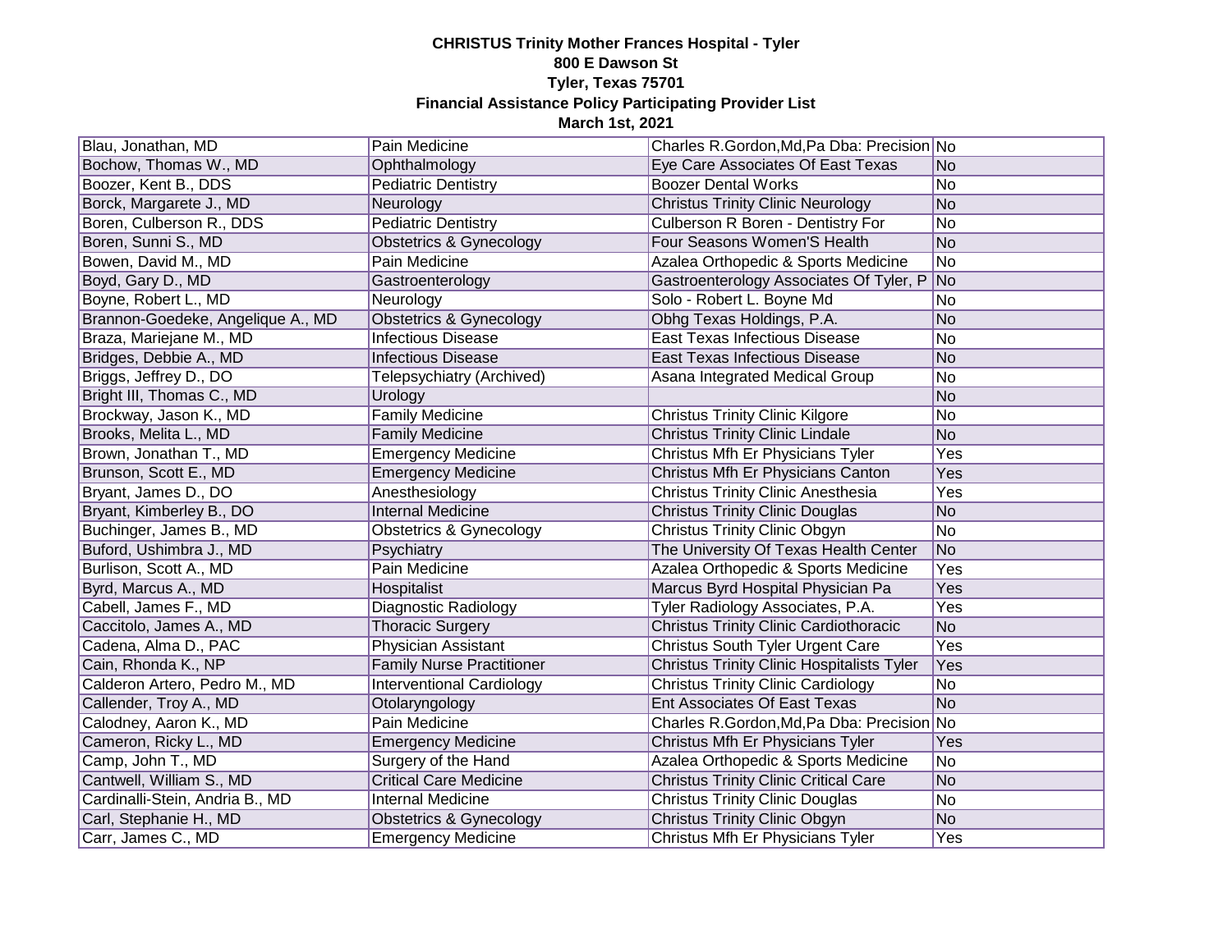**CHRISTUS Trinity Mother Frances Hospital - Tyler**
**800 E Dawson St**
**Tyler, Texas 75701**
**Financial Assistance Policy Participating Provider List**
**March 1st, 2021**

| | | | |
|---|---|---|---|
| Blau, Jonathan, MD | Pain Medicine | Charles R.Gordon,Md,Pa Dba: Precision | No |
| Bochow, Thomas W., MD | Ophthalmology | Eye Care Associates Of East Texas | No |
| Boozer, Kent B., DDS | Pediatric Dentistry | Boozer Dental Works | No |
| Borck, Margarete J., MD | Neurology | Christus Trinity Clinic Neurology | No |
| Boren, Culberson R., DDS | Pediatric Dentistry | Culberson R Boren - Dentistry For | No |
| Boren, Sunni S., MD | Obstetrics & Gynecology | Four Seasons Women'S Health | No |
| Bowen, David M., MD | Pain Medicine | Azalea Orthopedic & Sports Medicine | No |
| Boyd, Gary D., MD | Gastroenterology | Gastroenterology Associates Of Tyler, P | No |
| Boyne, Robert L., MD | Neurology | Solo - Robert L. Boyne Md | No |
| Brannon-Goedeke, Angelique A., MD | Obstetrics & Gynecology | Obhg Texas Holdings, P.A. | No |
| Braza, Mariejane M., MD | Infectious Disease | East Texas Infectious Disease | No |
| Bridges, Debbie A., MD | Infectious Disease | East Texas Infectious Disease | No |
| Briggs, Jeffrey D., DO | Telepsychiatry (Archived) | Asana Integrated Medical Group | No |
| Bright III, Thomas C., MD | Urology | | No |
| Brockway, Jason K., MD | Family Medicine | Christus Trinity Clinic Kilgore | No |
| Brooks, Melita L., MD | Family Medicine | Christus Trinity Clinic Lindale | No |
| Brown, Jonathan T., MD | Emergency Medicine | Christus Mfh Er Physicians Tyler | Yes |
| Brunson, Scott E., MD | Emergency Medicine | Christus Mfh Er Physicians Canton | Yes |
| Bryant, James D., DO | Anesthesiology | Christus Trinity Clinic Anesthesia | Yes |
| Bryant, Kimberley B., DO | Internal Medicine | Christus Trinity Clinic Douglas | No |
| Buchinger, James B., MD | Obstetrics & Gynecology | Christus Trinity Clinic Obgyn | No |
| Buford, Ushimbra J., MD | Psychiatry | The University Of Texas Health Center | No |
| Burlison, Scott A., MD | Pain Medicine | Azalea Orthopedic & Sports Medicine | Yes |
| Byrd, Marcus A., MD | Hospitalist | Marcus Byrd Hospital Physician Pa | Yes |
| Cabell, James F., MD | Diagnostic Radiology | Tyler Radiology Associates, P.A. | Yes |
| Caccitolo, James A., MD | Thoracic Surgery | Christus Trinity Clinic Cardiothoracic | No |
| Cadena, Alma D., PAC | Physician Assistant | Christus South Tyler Urgent Care | Yes |
| Cain, Rhonda K., NP | Family Nurse Practitioner | Christus Trinity Clinic Hospitalists Tyler | Yes |
| Calderon Artero, Pedro M., MD | Interventional Cardiology | Christus Trinity Clinic Cardiology | No |
| Callender, Troy A., MD | Otolaryngology | Ent Associates Of East Texas | No |
| Calodney, Aaron K., MD | Pain Medicine | Charles R.Gordon,Md,Pa Dba: Precision | No |
| Cameron, Ricky L., MD | Emergency Medicine | Christus Mfh Er Physicians Tyler | Yes |
| Camp, John T., MD | Surgery of the Hand | Azalea Orthopedic & Sports Medicine | No |
| Cantwell, William S., MD | Critical Care Medicine | Christus Trinity Clinic Critical Care | No |
| Cardinalli-Stein, Andria B., MD | Internal Medicine | Christus Trinity Clinic Douglas | No |
| Carl, Stephanie H., MD | Obstetrics & Gynecology | Christus Trinity Clinic Obgyn | No |
| Carr, James C., MD | Emergency Medicine | Christus Mfh Er Physicians Tyler | Yes |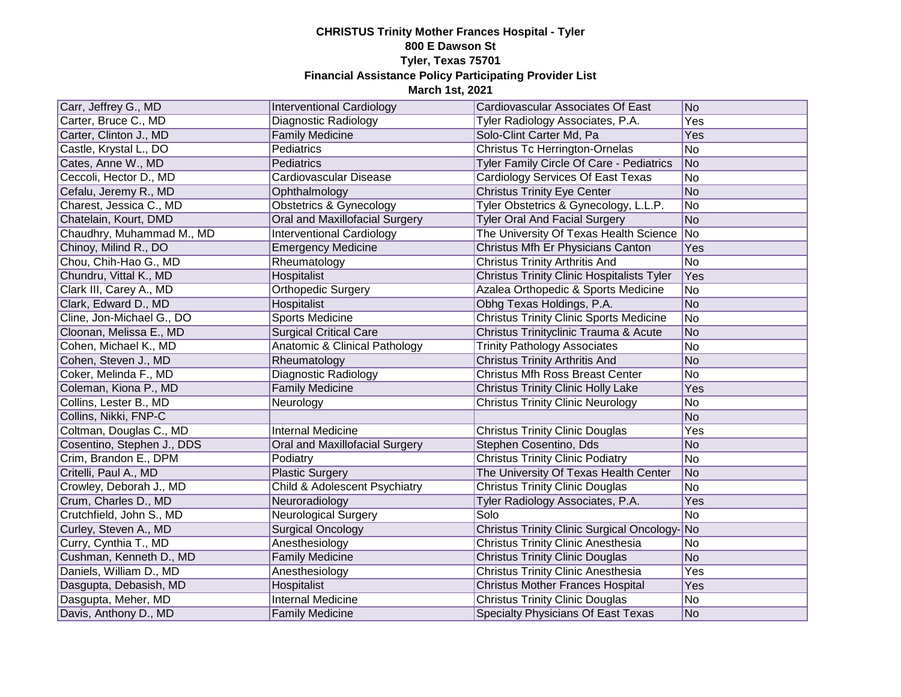**CHRISTUS Trinity Mother Frances Hospital - Tyler**
**800 E Dawson St**
**Tyler, Texas 75701**
**Financial Assistance Policy Participating Provider List**
**March 1st, 2021**

| | | | |
|---|---|---|---|
| Carr, Jeffrey G., MD | Interventional Cardiology | Cardiovascular Associates Of East | No |
| Carter, Bruce C., MD | Diagnostic Radiology | Tyler Radiology Associates, P.A. | Yes |
| Carter, Clinton J., MD | Family Medicine | Solo-Clint Carter Md, Pa | Yes |
| Castle, Krystal L., DO | Pediatrics | Christus Tc Herrington-Ornelas | No |
| Cates, Anne W., MD | Pediatrics | Tyler Family Circle Of Care - Pediatrics | No |
| Ceccoli, Hector D., MD | Cardiovascular Disease | Cardiology Services Of East Texas | No |
| Cefalu, Jeremy R., MD | Ophthalmology | Christus Trinity Eye Center | No |
| Charest, Jessica C., MD | Obstetrics & Gynecology | Tyler Obstetrics & Gynecology, L.L.P. | No |
| Chatelain, Kourt, DMD | Oral and Maxillofacial Surgery | Tyler Oral And Facial Surgery | No |
| Chaudhry, Muhammad M., MD | Interventional Cardiology | The University Of Texas Health Science | No |
| Chinoy, Milind R., DO | Emergency Medicine | Christus Mfh Er Physicians Canton | Yes |
| Chou, Chih-Hao G., MD | Rheumatology | Christus Trinity Arthritis And | No |
| Chundru, Vittal K., MD | Hospitalist | Christus Trinity Clinic Hospitalists Tyler | Yes |
| Clark III, Carey A., MD | Orthopedic Surgery | Azalea Orthopedic & Sports Medicine | No |
| Clark, Edward D., MD | Hospitalist | Obhg Texas Holdings, P.A. | No |
| Cline, Jon-Michael G., DO | Sports Medicine | Christus Trinity Clinic Sports Medicine | No |
| Cloonan, Melissa E., MD | Surgical Critical Care | Christus Trinityclinic Trauma & Acute | No |
| Cohen, Michael K., MD | Anatomic & Clinical Pathology | Trinity Pathology Associates | No |
| Cohen, Steven J., MD | Rheumatology | Christus Trinity Arthritis And | No |
| Coker, Melinda F., MD | Diagnostic Radiology | Christus Mfh Ross Breast Center | No |
| Coleman, Kiona P., MD | Family Medicine | Christus Trinity Clinic Holly Lake | Yes |
| Collins, Lester B., MD | Neurology | Christus Trinity Clinic Neurology | No |
| Collins, Nikki, FNP-C | | | No |
| Coltman, Douglas C., MD | Internal Medicine | Christus Trinity Clinic Douglas | Yes |
| Cosentino, Stephen J., DDS | Oral and Maxillofacial Surgery | Stephen Cosentino, Dds | No |
| Crim, Brandon E., DPM | Podiatry | Christus Trinity Clinic Podiatry | No |
| Critelli, Paul A., MD | Plastic Surgery | The University Of Texas Health Center | No |
| Crowley, Deborah J., MD | Child & Adolescent Psychiatry | Christus Trinity Clinic Douglas | No |
| Crum, Charles D., MD | Neuroradiology | Tyler Radiology Associates, P.A. | Yes |
| Crutchfield, John S., MD | Neurological Surgery | Solo | No |
| Curley, Steven A., MD | Surgical Oncology | Christus Trinity Clinic Surgical Oncology- | No |
| Curry, Cynthia T., MD | Anesthesiology | Christus Trinity Clinic Anesthesia | No |
| Cushman, Kenneth D., MD | Family Medicine | Christus Trinity Clinic Douglas | No |
| Daniels, William D., MD | Anesthesiology | Christus Trinity Clinic Anesthesia | Yes |
| Dasgupta, Debasish, MD | Hospitalist | Christus Mother Frances Hospital | Yes |
| Dasgupta, Meher, MD | Internal Medicine | Christus Trinity Clinic Douglas | No |
| Davis, Anthony D., MD | Family Medicine | Specialty Physicians Of East Texas | No |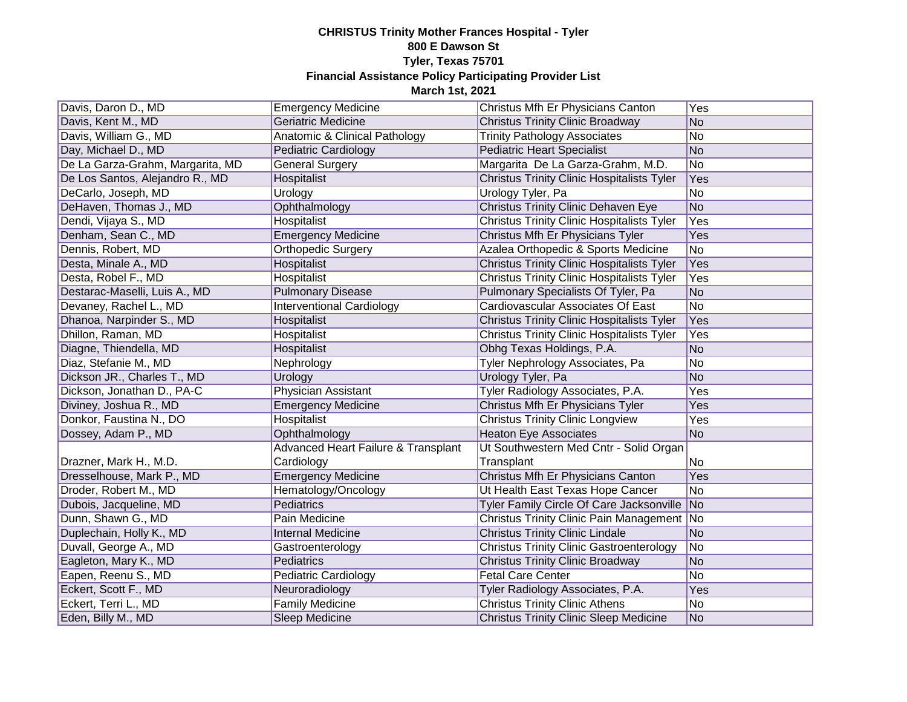**CHRISTUS Trinity Mother Frances Hospital - Tyler**
**800 E Dawson St**
**Tyler, Texas 75701**
**Financial Assistance Policy Participating Provider List**
**March 1st, 2021**

| | | | |
|---|---|---|---|
| Davis, Daron D., MD | Emergency Medicine | Christus Mfh Er Physicians Canton | Yes |
| Davis, Kent M., MD | Geriatric Medicine | Christus Trinity Clinic Broadway | No |
| Davis, William G., MD | Anatomic & Clinical Pathology | Trinity Pathology Associates | No |
| Day, Michael D., MD | Pediatric Cardiology | Pediatric Heart Specialist | No |
| De La Garza-Grahm, Margarita, MD | General Surgery | Margarita De La Garza-Grahm, M.D. | No |
| De Los Santos, Alejandro R., MD | Hospitalist | Christus Trinity Clinic Hospitalists Tyler | Yes |
| DeCarlo, Joseph, MD | Urology | Urology Tyler, Pa | No |
| DeHaven, Thomas J., MD | Ophthalmology | Christus Trinity Clinic Dehaven Eye | No |
| Dendi, Vijaya S., MD | Hospitalist | Christus Trinity Clinic Hospitalists Tyler | Yes |
| Denham, Sean C., MD | Emergency Medicine | Christus Mfh Er Physicians Tyler | Yes |
| Dennis, Robert, MD | Orthopedic Surgery | Azalea Orthopedic & Sports Medicine | No |
| Desta, Minale A., MD | Hospitalist | Christus Trinity Clinic Hospitalists Tyler | Yes |
| Desta, Robel F., MD | Hospitalist | Christus Trinity Clinic Hospitalists Tyler | Yes |
| Destarac-Maselli, Luis A., MD | Pulmonary Disease | Pulmonary Specialists Of Tyler, Pa | No |
| Devaney, Rachel L., MD | Interventional Cardiology | Cardiovascular Associates Of East | No |
| Dhanoa, Narpinder S., MD | Hospitalist | Christus Trinity Clinic Hospitalists Tyler | Yes |
| Dhillon, Raman, MD | Hospitalist | Christus Trinity Clinic Hospitalists Tyler | Yes |
| Diagne, Thiendella, MD | Hospitalist | Obhg Texas Holdings, P.A. | No |
| Diaz, Stefanie M., MD | Nephrology | Tyler Nephrology Associates, Pa | No |
| Dickson JR., Charles T., MD | Urology | Urology Tyler, Pa | No |
| Dickson, Jonathan D., PA-C | Physician Assistant | Tyler Radiology Associates, P.A. | Yes |
| Diviney, Joshua R., MD | Emergency Medicine | Christus Mfh Er Physicians Tyler | Yes |
| Donkor, Faustina N., DO | Hospitalist | Christus Trinity Clinic Longview | Yes |
| Dossey, Adam P., MD | Ophthalmology | Heaton Eye Associates | No |
| Drazner, Mark H., M.D. | Advanced Heart Failure & Transplant Cardiology | Ut Southwestern Med Cntr - Solid Organ Transplant | No |
| Dresselhouse, Mark P., MD | Emergency Medicine | Christus Mfh Er Physicians Canton | Yes |
| Droder, Robert M., MD | Hematology/Oncology | Ut Health East Texas Hope Cancer | No |
| Dubois, Jacqueline, MD | Pediatrics | Tyler Family Circle Of Care Jacksonville | No |
| Dunn, Shawn G., MD | Pain Medicine | Christus Trinity Clinic Pain Management | No |
| Duplechain, Holly K., MD | Internal Medicine | Christus Trinity Clinic Lindale | No |
| Duvall, George A., MD | Gastroenterology | Christus Trinity Clinic Gastroenterology | No |
| Eagleton, Mary K., MD | Pediatrics | Christus Trinity Clinic Broadway | No |
| Eapen, Reenu S., MD | Pediatric Cardiology | Fetal Care Center | No |
| Eckert, Scott F., MD | Neuroradiology | Tyler Radiology Associates, P.A. | Yes |
| Eckert, Terri L., MD | Family Medicine | Christus Trinity Clinic Athens | No |
| Eden, Billy M., MD | Sleep Medicine | Christus Trinity Clinic Sleep Medicine | No |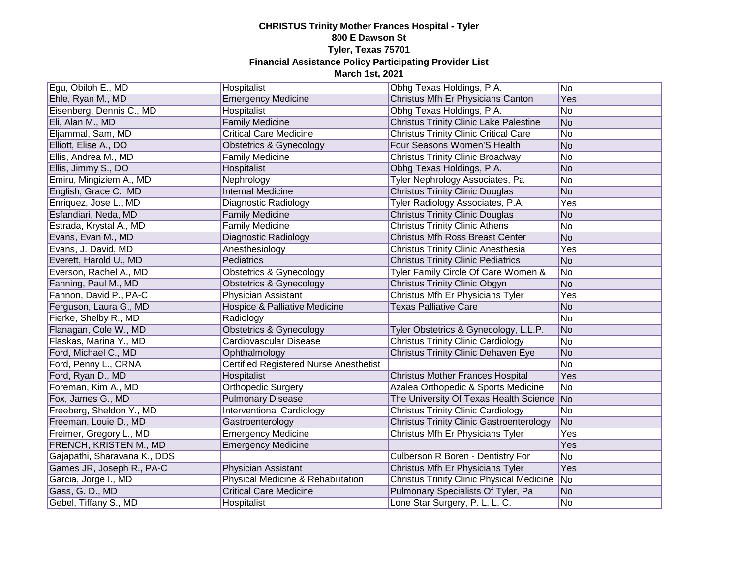**CHRISTUS Trinity Mother Frances Hospital - Tyler**
**800 E Dawson St**
**Tyler, Texas 75701**
**Financial Assistance Policy Participating Provider List**
**March 1st, 2021**

| | | | |
|---|---|---|---|
| Egu, Obiloh E., MD | Hospitalist | Obhg Texas Holdings, P.A. | No |
| Ehle, Ryan M., MD | Emergency Medicine | Christus Mfh Er Physicians Canton | Yes |
| Eisenberg, Dennis C., MD | Hospitalist | Obhg Texas Holdings, P.A. | No |
| Eli, Alan M., MD | Family Medicine | Christus Trinity Clinic Lake Palestine | No |
| Eljammal, Sam, MD | Critical Care Medicine | Christus Trinity Clinic Critical Care | No |
| Elliott, Elise A., DO | Obstetrics & Gynecology | Four Seasons Women'S Health | No |
| Ellis, Andrea M., MD | Family Medicine | Christus Trinity Clinic Broadway | No |
| Ellis, Jimmy S., DO | Hospitalist | Obhg Texas Holdings, P.A. | No |
| Emiru, Mingiziem A., MD | Nephrology | Tyler Nephrology Associates, Pa | No |
| English, Grace C., MD | Internal Medicine | Christus Trinity Clinic Douglas | No |
| Enriquez, Jose L., MD | Diagnostic Radiology | Tyler Radiology Associates, P.A. | Yes |
| Esfandiari, Neda, MD | Family Medicine | Christus Trinity Clinic Douglas | No |
| Estrada, Krystal A., MD | Family Medicine | Christus Trinity Clinic Athens | No |
| Evans, Evan M., MD | Diagnostic Radiology | Christus Mfh Ross Breast Center | No |
| Evans, J. David, MD | Anesthesiology | Christus Trinity Clinic Anesthesia | Yes |
| Everett, Harold U., MD | Pediatrics | Christus Trinity Clinic Pediatrics | No |
| Everson, Rachel A., MD | Obstetrics & Gynecology | Tyler Family Circle Of Care Women & | No |
| Fanning, Paul M., MD | Obstetrics & Gynecology | Christus Trinity Clinic Obgyn | No |
| Fannon, David P., PA-C | Physician Assistant | Christus Mfh Er Physicians Tyler | Yes |
| Ferguson, Laura G., MD | Hospice & Palliative Medicine | Texas Palliative Care | No |
| Fierke, Shelby R., MD | Radiology | | No |
| Flanagan, Cole W., MD | Obstetrics & Gynecology | Tyler Obstetrics & Gynecology, L.L.P. | No |
| Flaskas, Marina Y., MD | Cardiovascular Disease | Christus Trinity Clinic Cardiology | No |
| Ford, Michael C., MD | Ophthalmology | Christus Trinity Clinic Dehaven Eye | No |
| Ford, Penny L., CRNA | Certified Registered Nurse Anesthetist | | No |
| Ford, Ryan D., MD | Hospitalist | Christus Mother Frances Hospital | Yes |
| Foreman, Kim A., MD | Orthopedic Surgery | Azalea Orthopedic & Sports Medicine | No |
| Fox, James G., MD | Pulmonary Disease | The University Of Texas Health Science | No |
| Freeberg, Sheldon Y., MD | Interventional Cardiology | Christus Trinity Clinic Cardiology | No |
| Freeman, Louie D., MD | Gastroenterology | Christus Trinity Clinic Gastroenterology | No |
| Freimer, Gregory L., MD | Emergency Medicine | Christus Mfh Er Physicians Tyler | Yes |
| FRENCH, KRISTEN M., MD | Emergency Medicine | | Yes |
| Gajapathi, Sharavana K., DDS | | Culberson R Boren - Dentistry For | No |
| Games JR, Joseph R., PA-C | Physician Assistant | Christus Mfh Er Physicians Tyler | Yes |
| Garcia, Jorge I., MD | Physical Medicine & Rehabilitation | Christus Trinity Clinic Physical Medicine | No |
| Gass, G. D., MD | Critical Care Medicine | Pulmonary Specialists Of Tyler, Pa | No |
| Gebel, Tiffany S., MD | Hospitalist | Lone Star Surgery, P. L. L. C. | No |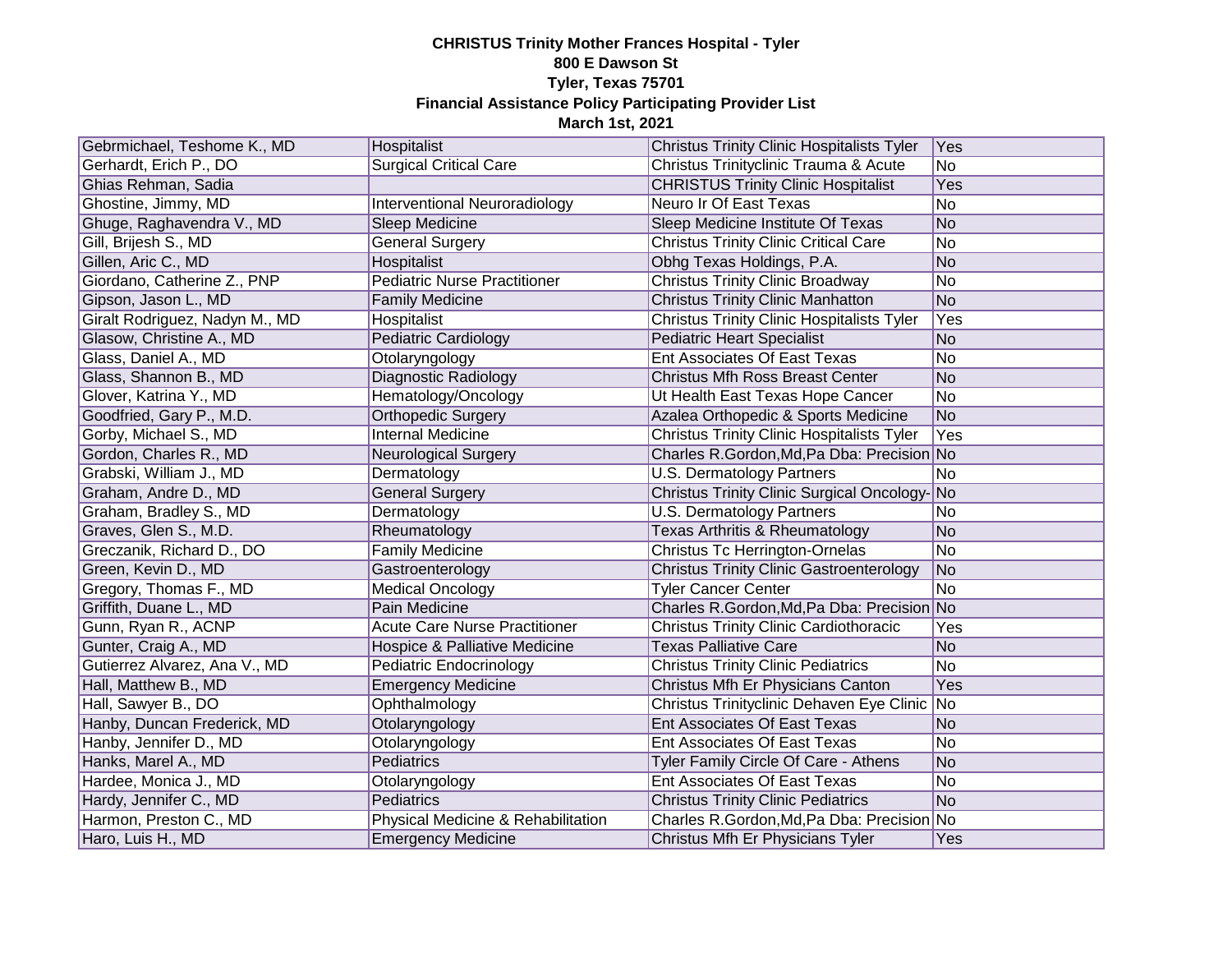**CHRISTUS Trinity Mother Frances Hospital - Tyler**
**800 E Dawson St**
**Tyler, Texas 75701**
**Financial Assistance Policy Participating Provider List**
**March 1st, 2021**

| | | | |
|---|---|---|---|
| Gebrmichael, Teshome K., MD | Hospitalist | Christus Trinity Clinic Hospitalists Tyler | Yes |
| Gerhardt, Erich P., DO | Surgical Critical Care | Christus Trinityclinic Trauma & Acute | No |
| Ghias Rehman, Sadia | | CHRISTUS Trinity Clinic Hospitalist | Yes |
| Ghostine, Jimmy, MD | Interventional Neuroradiology | Neuro Ir Of East Texas | No |
| Ghuge, Raghavendra V., MD | Sleep Medicine | Sleep Medicine Institute Of Texas | No |
| Gill, Brijesh S., MD | General Surgery | Christus Trinity Clinic Critical Care | No |
| Gillen, Aric C., MD | Hospitalist | Obhg Texas Holdings, P.A. | No |
| Giordano, Catherine Z., PNP | Pediatric Nurse Practitioner | Christus Trinity Clinic Broadway | No |
| Gipson, Jason L., MD | Family Medicine | Christus Trinity Clinic Manhatton | No |
| Giralt Rodriguez, Nadyn M., MD | Hospitalist | Christus Trinity Clinic Hospitalists Tyler | Yes |
| Glasow, Christine A., MD | Pediatric Cardiology | Pediatric Heart Specialist | No |
| Glass, Daniel A., MD | Otolaryngology | Ent Associates Of East Texas | No |
| Glass, Shannon B., MD | Diagnostic Radiology | Christus Mfh Ross Breast Center | No |
| Glover, Katrina Y., MD | Hematology/Oncology | Ut Health East Texas Hope Cancer | No |
| Goodfried, Gary P., M.D. | Orthopedic Surgery | Azalea Orthopedic & Sports Medicine | No |
| Gorby, Michael S., MD | Internal Medicine | Christus Trinity Clinic Hospitalists Tyler | Yes |
| Gordon, Charles R., MD | Neurological Surgery | Charles R.Gordon,Md,Pa Dba: Precision | No |
| Grabski, William J., MD | Dermatology | U.S. Dermatology Partners | No |
| Graham, Andre D., MD | General Surgery | Christus Trinity Clinic Surgical Oncology- | No |
| Graham, Bradley S., MD | Dermatology | U.S. Dermatology Partners | No |
| Graves, Glen S., M.D. | Rheumatology | Texas Arthritis & Rheumatology | No |
| Greczanik, Richard D., DO | Family Medicine | Christus Tc Herrington-Ornelas | No |
| Green, Kevin D., MD | Gastroenterology | Christus Trinity Clinic Gastroenterology | No |
| Gregory, Thomas F., MD | Medical Oncology | Tyler Cancer Center | No |
| Griffith, Duane L., MD | Pain Medicine | Charles R.Gordon,Md,Pa Dba: Precision | No |
| Gunn, Ryan R., ACNP | Acute Care Nurse Practitioner | Christus Trinity Clinic Cardiothoracic | Yes |
| Gunter, Craig A., MD | Hospice & Palliative Medicine | Texas Palliative Care | No |
| Gutierrez Alvarez, Ana V., MD | Pediatric Endocrinology | Christus Trinity Clinic Pediatrics | No |
| Hall, Matthew B., MD | Emergency Medicine | Christus Mfh Er Physicians Canton | Yes |
| Hall, Sawyer B., DO | Ophthalmology | Christus Trinityclinic Dehaven Eye Clinic | No |
| Hanby, Duncan Frederick, MD | Otolaryngology | Ent Associates Of East Texas | No |
| Hanby, Jennifer D., MD | Otolaryngology | Ent Associates Of East Texas | No |
| Hanks, Marel A., MD | Pediatrics | Tyler Family Circle Of Care - Athens | No |
| Hardee, Monica J., MD | Otolaryngology | Ent Associates Of East Texas | No |
| Hardy, Jennifer C., MD | Pediatrics | Christus Trinity Clinic Pediatrics | No |
| Harmon, Preston C., MD | Physical Medicine & Rehabilitation | Charles R.Gordon,Md,Pa Dba: Precision | No |
| Haro, Luis H., MD | Emergency Medicine | Christus Mfh Er Physicians Tyler | Yes |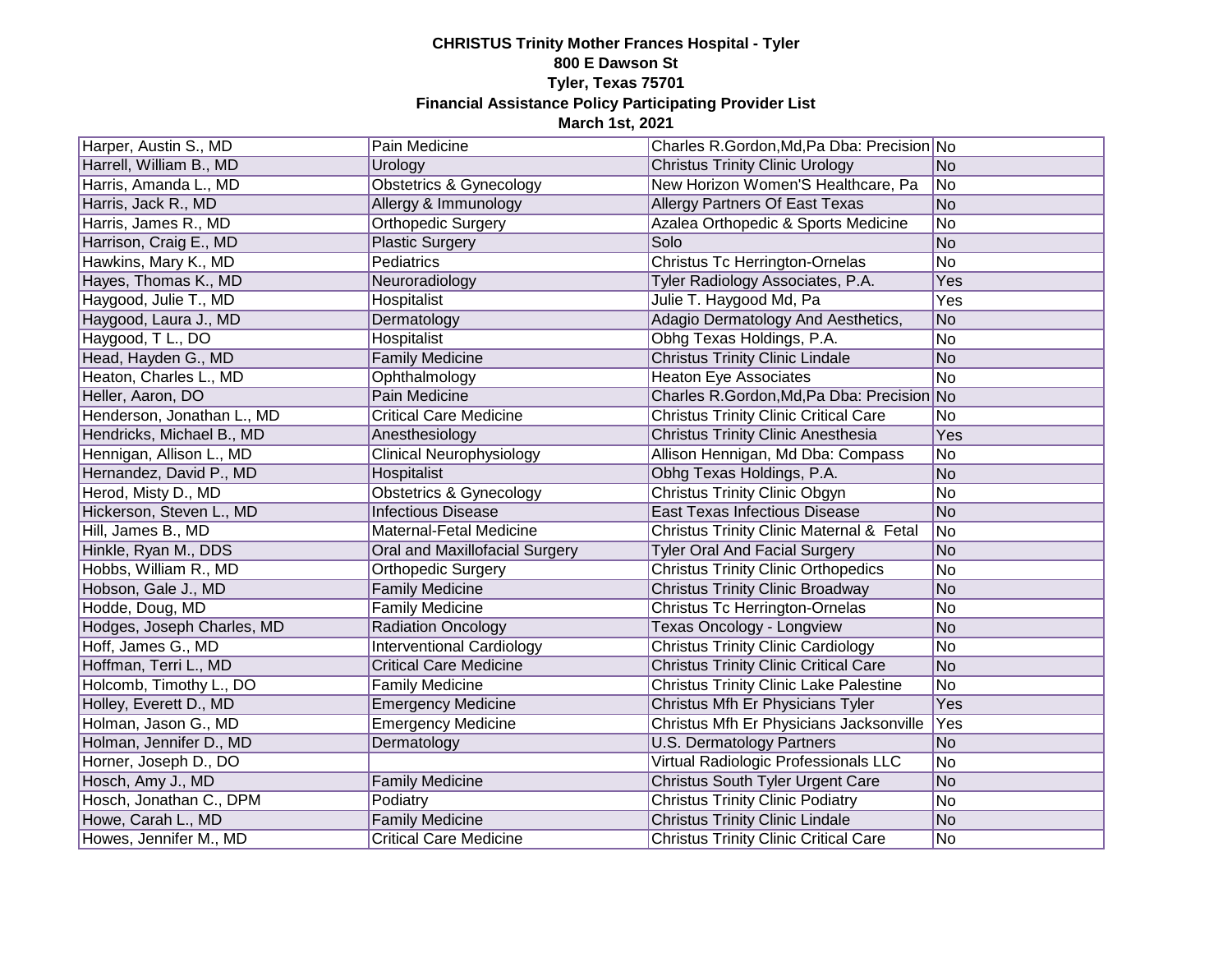**CHRISTUS Trinity Mother Frances Hospital - Tyler**
**800 E Dawson St**
**Tyler, Texas 75701**
**Financial Assistance Policy Participating Provider List**
**March 1st, 2021**

| | | | |
|---|---|---|---|
| Harper, Austin S., MD | Pain Medicine | Charles R.Gordon,Md,Pa Dba: Precision | No |
| Harrell, William B., MD | Urology | Christus Trinity Clinic Urology | No |
| Harris, Amanda L., MD | Obstetrics & Gynecology | New Horizon Women'S Healthcare, Pa | No |
| Harris, Jack R., MD | Allergy & Immunology | Allergy Partners Of East Texas | No |
| Harris, James R., MD | Orthopedic Surgery | Azalea Orthopedic & Sports Medicine | No |
| Harrison, Craig E., MD | Plastic Surgery | Solo | No |
| Hawkins, Mary K., MD | Pediatrics | Christus Tc Herrington-Ornelas | No |
| Hayes, Thomas K., MD | Neuroradiology | Tyler Radiology Associates, P.A. | Yes |
| Haygood, Julie T., MD | Hospitalist | Julie T. Haygood Md, Pa | Yes |
| Haygood, Laura J., MD | Dermatology | Adagio Dermatology And Aesthetics, | No |
| Haygood, T L., DO | Hospitalist | Obhg Texas Holdings, P.A. | No |
| Head, Hayden G., MD | Family Medicine | Christus Trinity Clinic Lindale | No |
| Heaton, Charles L., MD | Ophthalmology | Heaton Eye Associates | No |
| Heller, Aaron, DO | Pain Medicine | Charles R.Gordon,Md,Pa Dba: Precision | No |
| Henderson, Jonathan L., MD | Critical Care Medicine | Christus Trinity Clinic Critical Care | No |
| Hendricks, Michael B., MD | Anesthesiology | Christus Trinity Clinic Anesthesia | Yes |
| Hennigan, Allison L., MD | Clinical Neurophysiology | Allison Hennigan, Md Dba: Compass | No |
| Hernandez, David P., MD | Hospitalist | Obhg Texas Holdings, P.A. | No |
| Herod, Misty D., MD | Obstetrics & Gynecology | Christus Trinity Clinic Obgyn | No |
| Hickerson, Steven L., MD | Infectious Disease | East Texas Infectious Disease | No |
| Hill, James B., MD | Maternal-Fetal Medicine | Christus Trinity Clinic Maternal & Fetal | No |
| Hinkle, Ryan M., DDS | Oral and Maxillofacial Surgery | Tyler Oral And Facial Surgery | No |
| Hobbs, William R., MD | Orthopedic Surgery | Christus Trinity Clinic Orthopedics | No |
| Hobson, Gale J., MD | Family Medicine | Christus Trinity Clinic Broadway | No |
| Hodde, Doug, MD | Family Medicine | Christus Tc Herrington-Ornelas | No |
| Hodges, Joseph Charles, MD | Radiation Oncology | Texas Oncology - Longview | No |
| Hoff, James G., MD | Interventional Cardiology | Christus Trinity Clinic Cardiology | No |
| Hoffman, Terri L., MD | Critical Care Medicine | Christus Trinity Clinic Critical Care | No |
| Holcomb, Timothy L., DO | Family Medicine | Christus Trinity Clinic Lake Palestine | No |
| Holley, Everett D., MD | Emergency Medicine | Christus Mfh Er Physicians Tyler | Yes |
| Holman, Jason G., MD | Emergency Medicine | Christus Mfh Er Physicians Jacksonville | Yes |
| Holman, Jennifer D., MD | Dermatology | U.S. Dermatology Partners | No |
| Horner, Joseph D., DO | | Virtual Radiologic Professionals LLC | No |
| Hosch, Amy J., MD | Family Medicine | Christus South Tyler Urgent Care | No |
| Hosch, Jonathan C., DPM | Podiatry | Christus Trinity Clinic Podiatry | No |
| Howe, Carah L., MD | Family Medicine | Christus Trinity Clinic Lindale | No |
| Howes, Jennifer M., MD | Critical Care Medicine | Christus Trinity Clinic Critical Care | No |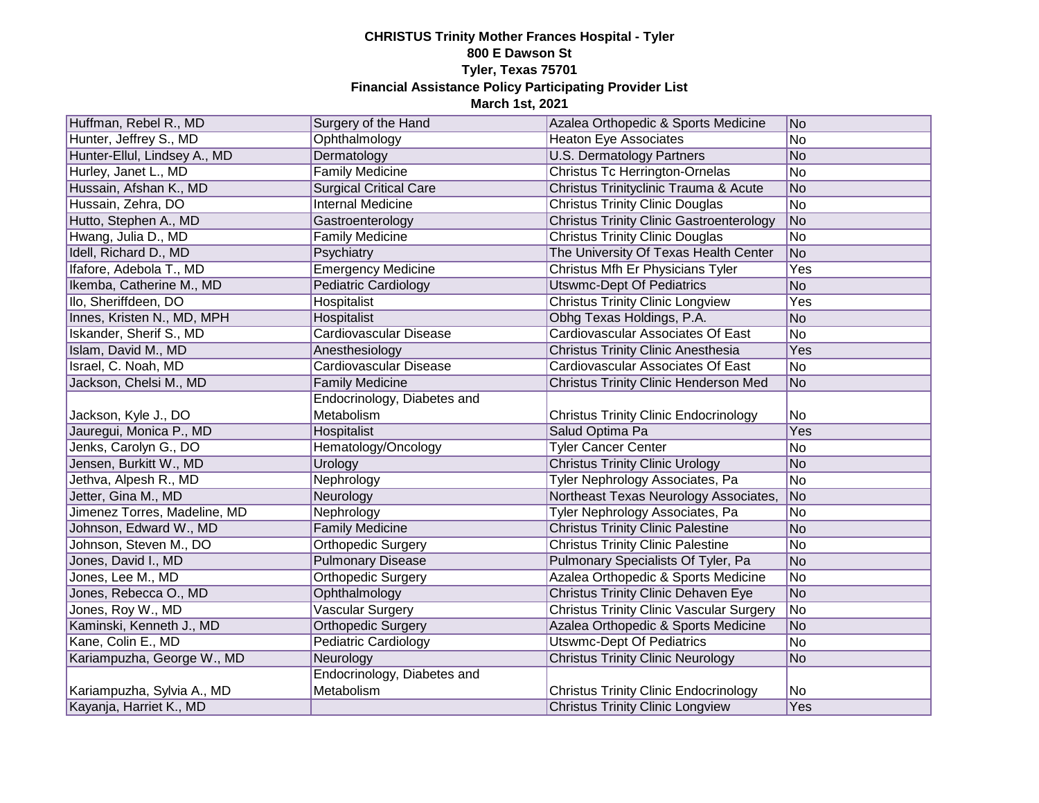**CHRISTUS Trinity Mother Frances Hospital - Tyler**
**800 E Dawson St**
**Tyler, Texas 75701**
**Financial Assistance Policy Participating Provider List**
**March 1st, 2021**

| | | | |
|---|---|---|---|
| Huffman, Rebel R., MD | Surgery of the Hand | Azalea Orthopedic & Sports Medicine | No |
| Hunter, Jeffrey S., MD | Ophthalmology | Heaton Eye Associates | No |
| Hunter-Ellul, Lindsey A., MD | Dermatology | U.S. Dermatology Partners | No |
| Hurley, Janet L., MD | Family Medicine | Christus Tc Herrington-Ornelas | No |
| Hussain, Afshan K., MD | Surgical Critical Care | Christus Trinityclinic Trauma & Acute | No |
| Hussain, Zehra, DO | Internal Medicine | Christus Trinity Clinic Douglas | No |
| Hutto, Stephen A., MD | Gastroenterology | Christus Trinity Clinic Gastroenterology | No |
| Hwang, Julia D., MD | Family Medicine | Christus Trinity Clinic Douglas | No |
| Idell, Richard D., MD | Psychiatry | The University Of Texas Health Center | No |
| Ifafore, Adebola T., MD | Emergency Medicine | Christus Mfh Er Physicians Tyler | Yes |
| Ikemba, Catherine M., MD | Pediatric Cardiology | Utswmc-Dept Of Pediatrics | No |
| Ilo, Sheriffdeen, DO | Hospitalist | Christus Trinity Clinic Longview | Yes |
| Innes, Kristen N., MD, MPH | Hospitalist | Obhg Texas Holdings, P.A. | No |
| Iskander, Sherif S., MD | Cardiovascular Disease | Cardiovascular Associates Of East | No |
| Islam, David M., MD | Anesthesiology | Christus Trinity Clinic Anesthesia | Yes |
| Israel, C. Noah, MD | Cardiovascular Disease | Cardiovascular Associates Of East | No |
| Jackson, Chelsi M., MD | Family Medicine | Christus Trinity Clinic Henderson Med | No |
| Jackson, Kyle J., DO | Endocrinology, Diabetes and Metabolism | Christus Trinity Clinic Endocrinology | No |
| Jauregui, Monica P., MD | Hospitalist | Salud Optima Pa | Yes |
| Jenks, Carolyn G., DO | Hematology/Oncology | Tyler Cancer Center | No |
| Jensen, Burkitt W., MD | Urology | Christus Trinity Clinic Urology | No |
| Jethva, Alpesh R., MD | Nephrology | Tyler Nephrology Associates, Pa | No |
| Jetter, Gina M., MD | Neurology | Northeast Texas Neurology Associates, | No |
| Jimenez Torres, Madeline, MD | Nephrology | Tyler Nephrology Associates, Pa | No |
| Johnson, Edward W., MD | Family Medicine | Christus Trinity Clinic Palestine | No |
| Johnson, Steven M., DO | Orthopedic Surgery | Christus Trinity Clinic Palestine | No |
| Jones, David I., MD | Pulmonary Disease | Pulmonary Specialists Of Tyler, Pa | No |
| Jones, Lee M., MD | Orthopedic Surgery | Azalea Orthopedic & Sports Medicine | No |
| Jones, Rebecca O., MD | Ophthalmology | Christus Trinity Clinic Dehaven Eye | No |
| Jones, Roy W., MD | Vascular Surgery | Christus Trinity Clinic Vascular Surgery | No |
| Kaminski, Kenneth J., MD | Orthopedic Surgery | Azalea Orthopedic & Sports Medicine | No |
| Kane, Colin E., MD | Pediatric Cardiology | Utswmc-Dept Of Pediatrics | No |
| Kariampuzha, George W., MD | Neurology | Christus Trinity Clinic Neurology | No |
| Kariampuzha, Sylvia A., MD | Endocrinology, Diabetes and Metabolism | Christus Trinity Clinic Endocrinology | No |
| Kayanja, Harriet K., MD | | Christus Trinity Clinic Longview | Yes |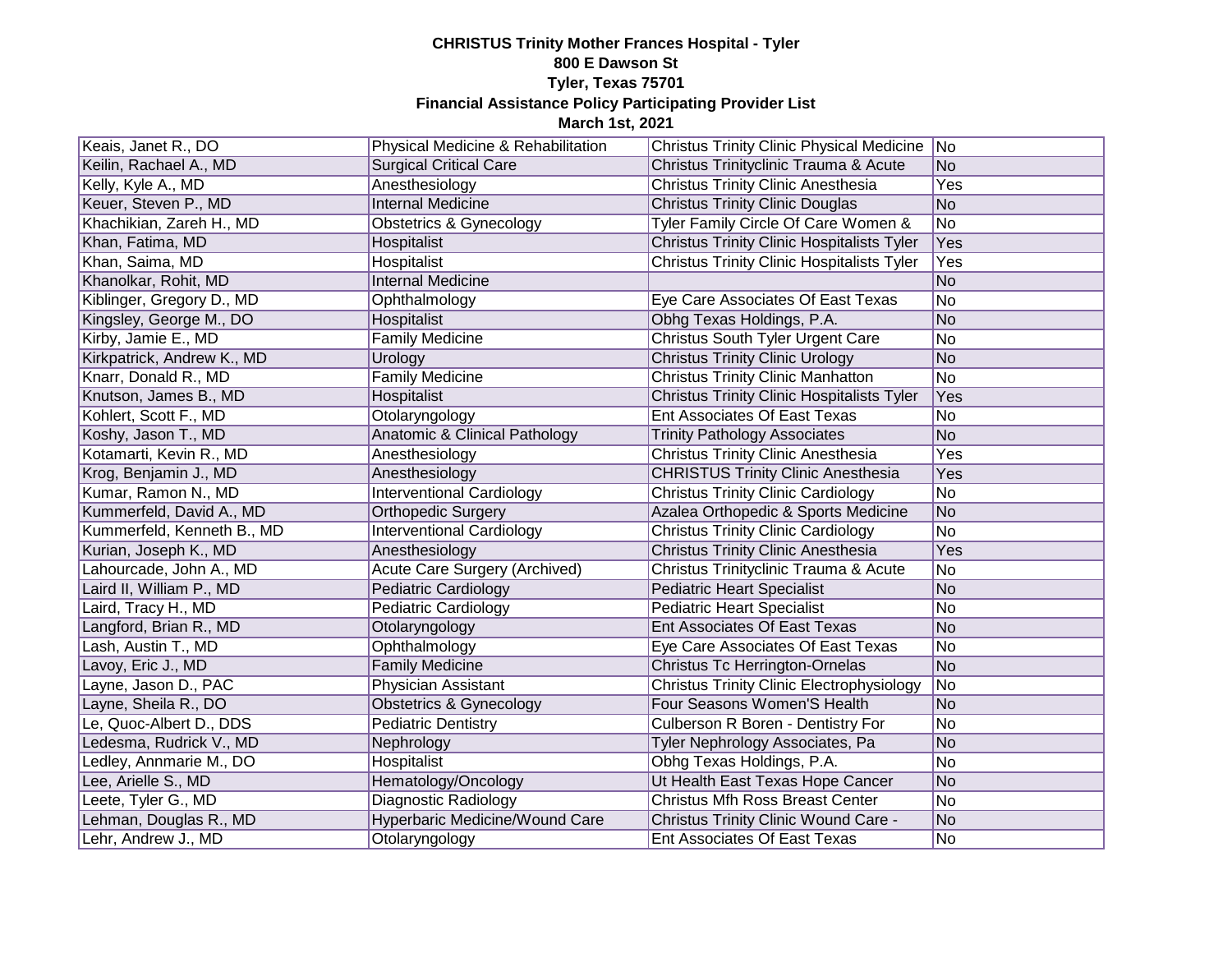**CHRISTUS Trinity Mother Frances Hospital - Tyler**
**800 E Dawson St**
**Tyler, Texas 75701**
**Financial Assistance Policy Participating Provider List**
**March 1st, 2021**

| | | | |
|---|---|---|---|
| Keais, Janet R., DO | Physical Medicine & Rehabilitation | Christus Trinity Clinic Physical Medicine | No |
| Keilin, Rachael A., MD | Surgical Critical Care | Christus Trinityclinic Trauma & Acute | No |
| Kelly, Kyle A., MD | Anesthesiology | Christus Trinity Clinic Anesthesia | Yes |
| Keuer, Steven P., MD | Internal Medicine | Christus Trinity Clinic Douglas | No |
| Khachikian, Zareh H., MD | Obstetrics & Gynecology | Tyler Family Circle Of Care Women & | No |
| Khan, Fatima, MD | Hospitalist | Christus Trinity Clinic Hospitalists Tyler | Yes |
| Khan, Saima, MD | Hospitalist | Christus Trinity Clinic Hospitalists Tyler | Yes |
| Khanolkar, Rohit, MD | Internal Medicine | | No |
| Kiblinger, Gregory D., MD | Ophthalmology | Eye Care Associates Of East Texas | No |
| Kingsley, George M., DO | Hospitalist | Obhg Texas Holdings, P.A. | No |
| Kirby, Jamie E., MD | Family Medicine | Christus South Tyler Urgent Care | No |
| Kirkpatrick, Andrew K., MD | Urology | Christus Trinity Clinic Urology | No |
| Knarr, Donald R., MD | Family Medicine | Christus Trinity Clinic Manhatton | No |
| Knutson, James B., MD | Hospitalist | Christus Trinity Clinic Hospitalists Tyler | Yes |
| Kohlert, Scott F., MD | Otolaryngology | Ent Associates Of East Texas | No |
| Koshy, Jason T., MD | Anatomic & Clinical Pathology | Trinity Pathology Associates | No |
| Kotamarti, Kevin R., MD | Anesthesiology | Christus Trinity Clinic Anesthesia | Yes |
| Krog, Benjamin J., MD | Anesthesiology | CHRISTUS Trinity Clinic Anesthesia | Yes |
| Kumar, Ramon N., MD | Interventional Cardiology | Christus Trinity Clinic Cardiology | No |
| Kummerfeld, David A., MD | Orthopedic Surgery | Azalea Orthopedic & Sports Medicine | No |
| Kummerfeld, Kenneth B., MD | Interventional Cardiology | Christus Trinity Clinic Cardiology | No |
| Kurian, Joseph K., MD | Anesthesiology | Christus Trinity Clinic Anesthesia | Yes |
| Lahourcade, John A., MD | Acute Care Surgery (Archived) | Christus Trinityclinic Trauma & Acute | No |
| Laird II, William P., MD | Pediatric Cardiology | Pediatric Heart Specialist | No |
| Laird, Tracy H., MD | Pediatric Cardiology | Pediatric Heart Specialist | No |
| Langford, Brian R., MD | Otolaryngology | Ent Associates Of East Texas | No |
| Lash, Austin T., MD | Ophthalmology | Eye Care Associates Of East Texas | No |
| Lavoy, Eric J., MD | Family Medicine | Christus Tc Herrington-Ornelas | No |
| Layne, Jason D., PAC | Physician Assistant | Christus Trinity Clinic Electrophysiology | No |
| Layne, Sheila R., DO | Obstetrics & Gynecology | Four Seasons Women'S Health | No |
| Le, Quoc-Albert D., DDS | Pediatric Dentistry | Culberson R Boren - Dentistry For | No |
| Ledesma, Rudrick V., MD | Nephrology | Tyler Nephrology Associates, Pa | No |
| Ledley, Annmarie M., DO | Hospitalist | Obhg Texas Holdings, P.A. | No |
| Lee, Arielle S., MD | Hematology/Oncology | Ut Health East Texas Hope Cancer | No |
| Leete, Tyler G., MD | Diagnostic Radiology | Christus Mfh Ross Breast Center | No |
| Lehman, Douglas R., MD | Hyperbaric Medicine/Wound Care | Christus Trinity Clinic Wound Care - | No |
| Lehr, Andrew J., MD | Otolaryngology | Ent Associates Of East Texas | No |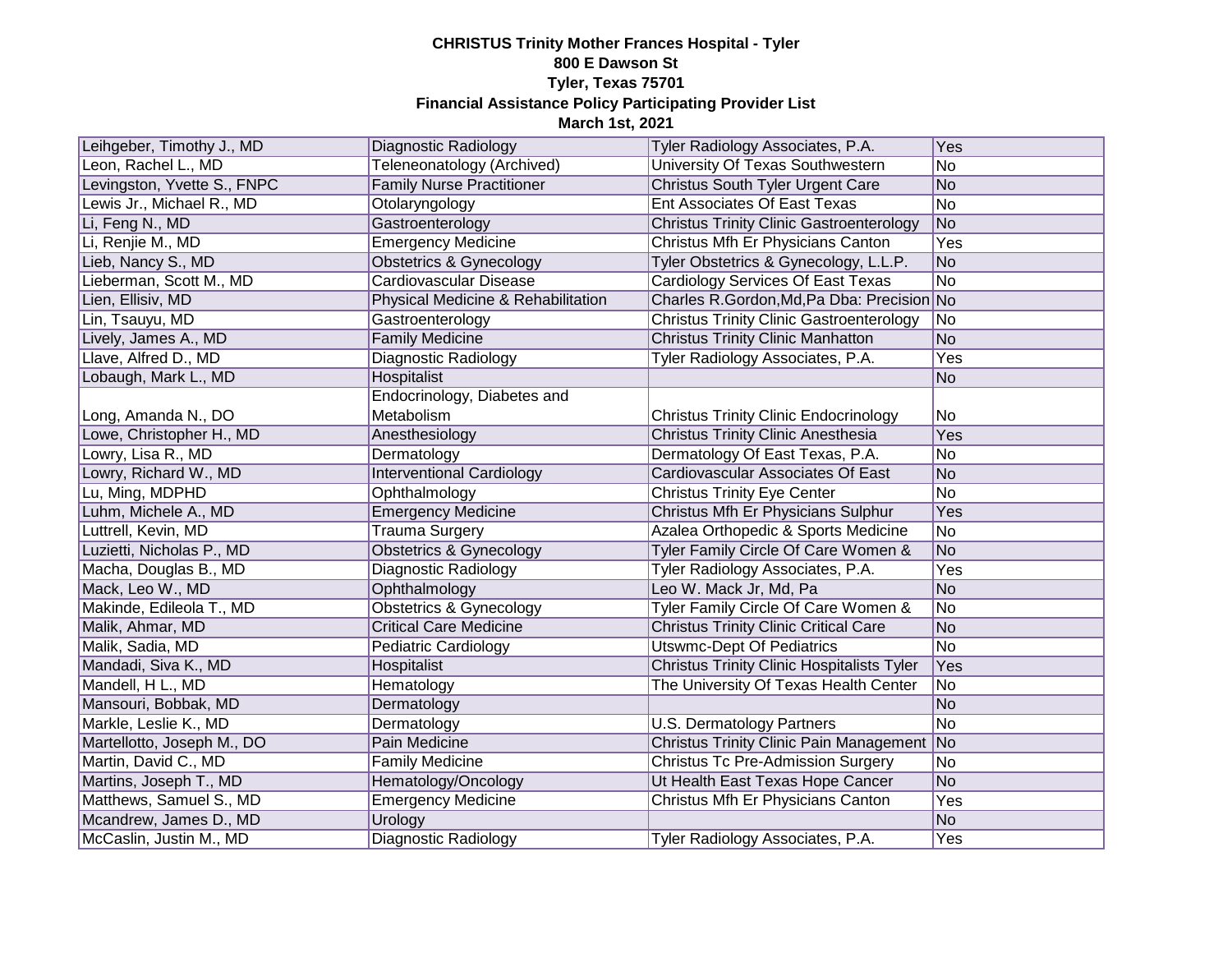**CHRISTUS Trinity Mother Frances Hospital - Tyler**
**800 E Dawson St**
**Tyler, Texas 75701**
**Financial Assistance Policy Participating Provider List**
**March 1st, 2021**

| | | | |
|---|---|---|---|
| Leihgeber, Timothy J., MD | Diagnostic Radiology | Tyler Radiology Associates, P.A. | Yes |
| Leon, Rachel L., MD | Teleneonatology (Archived) | University Of Texas Southwestern | No |
| Levingston, Yvette S., FNPC | Family Nurse Practitioner | Christus South Tyler Urgent Care | No |
| Lewis Jr., Michael R., MD | Otolaryngology | Ent Associates Of East Texas | No |
| Li, Feng N., MD | Gastroenterology | Christus Trinity Clinic Gastroenterology | No |
| Li, Renjie M., MD | Emergency Medicine | Christus Mfh Er Physicians Canton | Yes |
| Lieb, Nancy S., MD | Obstetrics & Gynecology | Tyler Obstetrics & Gynecology, L.L.P. | No |
| Lieberman, Scott M., MD | Cardiovascular Disease | Cardiology Services Of East Texas | No |
| Lien, Ellisiv, MD | Physical Medicine & Rehabilitation | Charles R.Gordon,Md,Pa Dba: Precision | No |
| Lin, Tsauyu, MD | Gastroenterology | Christus Trinity Clinic Gastroenterology | No |
| Lively, James A., MD | Family Medicine | Christus Trinity Clinic Manhatton | No |
| Llave, Alfred D., MD | Diagnostic Radiology | Tyler Radiology Associates, P.A. | Yes |
| Lobaugh, Mark L., MD | Hospitalist | | No |
| Long, Amanda N., DO | Endocrinology, Diabetes and Metabolism | Christus Trinity Clinic Endocrinology | No |
| Lowe, Christopher H., MD | Anesthesiology | Christus Trinity Clinic Anesthesia | Yes |
| Lowry, Lisa R., MD | Dermatology | Dermatology Of East Texas, P.A. | No |
| Lowry, Richard W., MD | Interventional Cardiology | Cardiovascular Associates Of East | No |
| Lu, Ming, MDPHD | Ophthalmology | Christus Trinity Eye Center | No |
| Luhm, Michele A., MD | Emergency Medicine | Christus Mfh Er Physicians Sulphur | Yes |
| Luttrell, Kevin, MD | Trauma Surgery | Azalea Orthopedic & Sports Medicine | No |
| Luzietti, Nicholas P., MD | Obstetrics & Gynecology | Tyler Family Circle Of Care Women & | No |
| Macha, Douglas B., MD | Diagnostic Radiology | Tyler Radiology Associates, P.A. | Yes |
| Mack, Leo W., MD | Ophthalmology | Leo W. Mack Jr, Md, Pa | No |
| Makinde, Edileola T., MD | Obstetrics & Gynecology | Tyler Family Circle Of Care Women & | No |
| Malik, Ahmar, MD | Critical Care Medicine | Christus Trinity Clinic Critical Care | No |
| Malik, Sadia, MD | Pediatric Cardiology | Utswmc-Dept Of Pediatrics | No |
| Mandadi, Siva K., MD | Hospitalist | Christus Trinity Clinic Hospitalists Tyler | Yes |
| Mandell, H L., MD | Hematology | The University Of Texas Health Center | No |
| Mansouri, Bobbak, MD | Dermatology | | No |
| Markle, Leslie K., MD | Dermatology | U.S. Dermatology Partners | No |
| Martellotto, Joseph M., DO | Pain Medicine | Christus Trinity Clinic Pain Management | No |
| Martin, David C., MD | Family Medicine | Christus Tc Pre-Admission Surgery | No |
| Martins, Joseph T., MD | Hematology/Oncology | Ut Health East Texas Hope Cancer | No |
| Matthews, Samuel S., MD | Emergency Medicine | Christus Mfh Er Physicians Canton | Yes |
| Mcandrew, James D., MD | Urology | | No |
| McCaslin, Justin M., MD | Diagnostic Radiology | Tyler Radiology Associates, P.A. | Yes |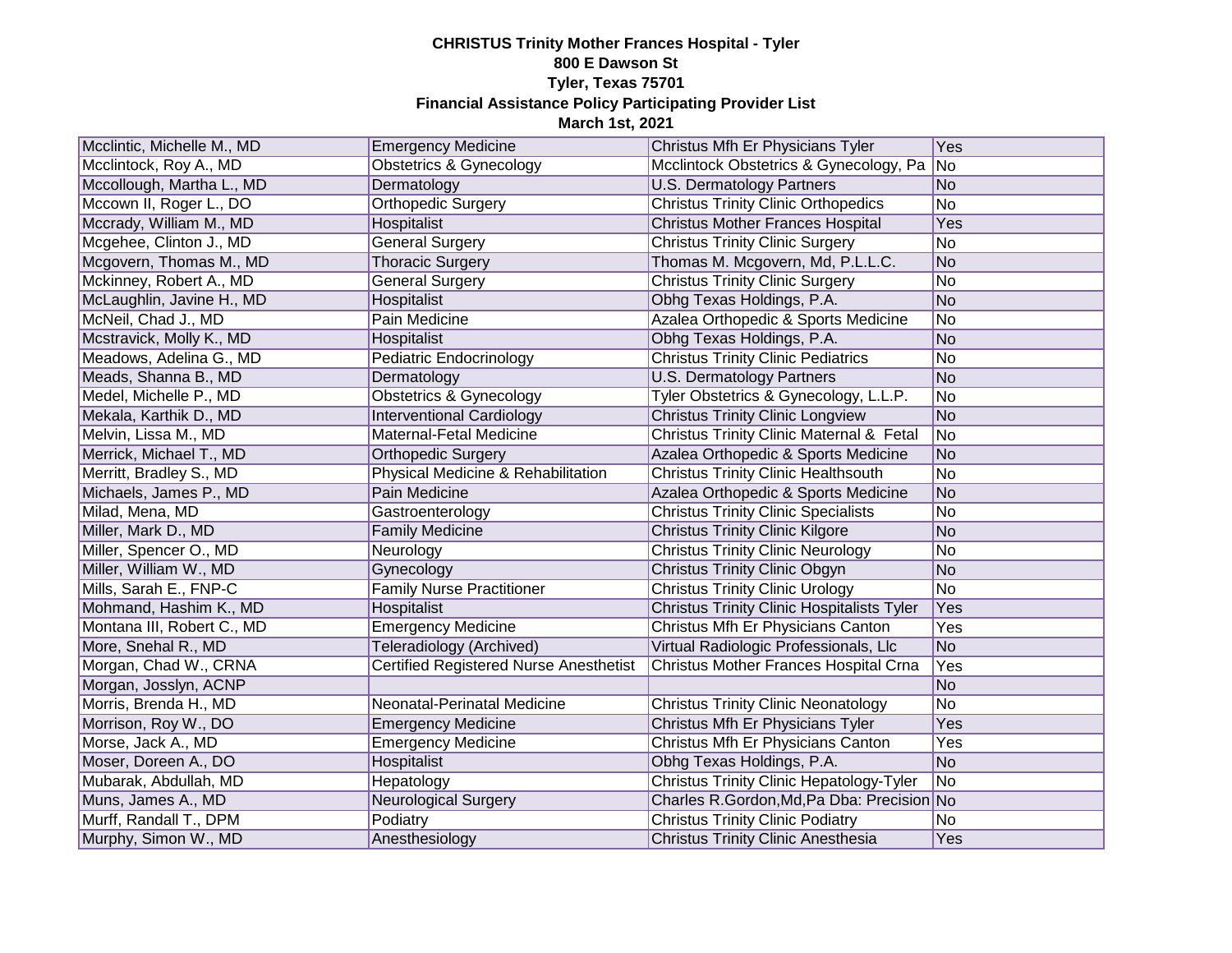**CHRISTUS Trinity Mother Frances Hospital - Tyler**
**800 E Dawson St**
**Tyler, Texas 75701**
**Financial Assistance Policy Participating Provider List**
**March 1st, 2021**

| | | | |
|---|---|---|---|
| Mcclintic, Michelle M., MD | Emergency Medicine | Christus Mfh Er Physicians Tyler | Yes |
| Mcclintock, Roy A., MD | Obstetrics & Gynecology | Mcclintock Obstetrics & Gynecology, Pa | No |
| Mccollough, Martha L., MD | Dermatology | U.S. Dermatology Partners | No |
| Mccown II, Roger L., DO | Orthopedic Surgery | Christus Trinity Clinic Orthopedics | No |
| Mccrady, William M., MD | Hospitalist | Christus Mother Frances Hospital | Yes |
| Mcgehee, Clinton J., MD | General Surgery | Christus Trinity Clinic Surgery | No |
| Mcgovern, Thomas M., MD | Thoracic Surgery | Thomas M. Mcgovern, Md, P.L.L.C. | No |
| Mckinney, Robert A., MD | General Surgery | Christus Trinity Clinic Surgery | No |
| McLaughlin, Javine H., MD | Hospitalist | Obhg Texas Holdings, P.A. | No |
| McNeil, Chad J., MD | Pain Medicine | Azalea Orthopedic & Sports Medicine | No |
| Mcstravick, Molly K., MD | Hospitalist | Obhg Texas Holdings, P.A. | No |
| Meadows, Adelina G., MD | Pediatric Endocrinology | Christus Trinity Clinic Pediatrics | No |
| Meads, Shanna B., MD | Dermatology | U.S. Dermatology Partners | No |
| Medel, Michelle P., MD | Obstetrics & Gynecology | Tyler Obstetrics & Gynecology, L.L.P. | No |
| Mekala, Karthik D., MD | Interventional Cardiology | Christus Trinity Clinic Longview | No |
| Melvin, Lissa M., MD | Maternal-Fetal Medicine | Christus Trinity Clinic Maternal & Fetal | No |
| Merrick, Michael T., MD | Orthopedic Surgery | Azalea Orthopedic & Sports Medicine | No |
| Merritt, Bradley S., MD | Physical Medicine & Rehabilitation | Christus Trinity Clinic Healthsouth | No |
| Michaels, James P., MD | Pain Medicine | Azalea Orthopedic & Sports Medicine | No |
| Milad, Mena, MD | Gastroenterology | Christus Trinity Clinic Specialists | No |
| Miller, Mark D., MD | Family Medicine | Christus Trinity Clinic Kilgore | No |
| Miller, Spencer O., MD | Neurology | Christus Trinity Clinic Neurology | No |
| Miller, William W., MD | Gynecology | Christus Trinity Clinic Obgyn | No |
| Mills, Sarah E., FNP-C | Family Nurse Practitioner | Christus Trinity Clinic Urology | No |
| Mohmand, Hashim K., MD | Hospitalist | Christus Trinity Clinic Hospitalists Tyler | Yes |
| Montana III, Robert C., MD | Emergency Medicine | Christus Mfh Er Physicians Canton | Yes |
| More, Snehal R., MD | Teleradiology (Archived) | Virtual Radiologic Professionals, Llc | No |
| Morgan, Chad W., CRNA | Certified Registered Nurse Anesthetist | Christus Mother Frances Hospital Crna | Yes |
| Morgan, Josslyn, ACNP | | | No |
| Morris, Brenda H., MD | Neonatal-Perinatal Medicine | Christus Trinity Clinic Neonatology | No |
| Morrison, Roy W., DO | Emergency Medicine | Christus Mfh Er Physicians Tyler | Yes |
| Morse, Jack A., MD | Emergency Medicine | Christus Mfh Er Physicians Canton | Yes |
| Moser, Doreen A., DO | Hospitalist | Obhg Texas Holdings, P.A. | No |
| Mubarak, Abdullah, MD | Hepatology | Christus Trinity Clinic Hepatology-Tyler | No |
| Muns, James A., MD | Neurological Surgery | Charles R.Gordon,Md,Pa Dba: Precision | No |
| Murff, Randall T., DPM | Podiatry | Christus Trinity Clinic Podiatry | No |
| Murphy, Simon W., MD | Anesthesiology | Christus Trinity Clinic Anesthesia | Yes |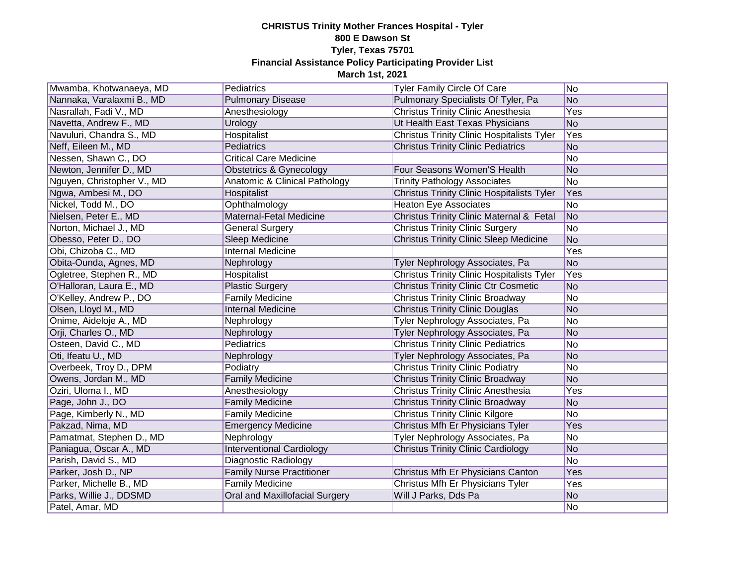**CHRISTUS Trinity Mother Frances Hospital - Tyler**
**800 E Dawson St**
**Tyler, Texas 75701**
**Financial Assistance Policy Participating Provider List**
**March 1st, 2021**

| | | | |
|---|---|---|---|
| Mwamba, Khotwanaeya, MD | Pediatrics | Tyler Family Circle Of Care | No |
| Nannaka, Varalaxmi B., MD | Pulmonary Disease | Pulmonary Specialists Of Tyler, Pa | No |
| Nasrallah, Fadi V., MD | Anesthesiology | Christus Trinity Clinic Anesthesia | Yes |
| Navetta, Andrew F., MD | Urology | Ut Health East Texas Physicians | No |
| Navuluri, Chandra S., MD | Hospitalist | Christus Trinity Clinic Hospitalists Tyler | Yes |
| Neff, Eileen M., MD | Pediatrics | Christus Trinity Clinic Pediatrics | No |
| Nessen, Shawn C., DO | Critical Care Medicine | | No |
| Newton, Jennifer D., MD | Obstetrics & Gynecology | Four Seasons Women'S Health | No |
| Nguyen, Christopher V., MD | Anatomic & Clinical Pathology | Trinity Pathology Associates | No |
| Ngwa, Ambesi M., DO | Hospitalist | Christus Trinity Clinic Hospitalists Tyler | Yes |
| Nickel, Todd M., DO | Ophthalmology | Heaton Eye Associates | No |
| Nielsen, Peter E., MD | Maternal-Fetal Medicine | Christus Trinity Clinic Maternal & Fetal | No |
| Norton, Michael J., MD | General Surgery | Christus Trinity Clinic Surgery | No |
| Obesso, Peter D., DO | Sleep Medicine | Christus Trinity Clinic Sleep Medicine | No |
| Obi, Chizoba C., MD | Internal Medicine | | Yes |
| Obita-Ounda, Agnes, MD | Nephrology | Tyler Nephrology Associates, Pa | No |
| Ogletree, Stephen R., MD | Hospitalist | Christus Trinity Clinic Hospitalists Tyler | Yes |
| O'Halloran, Laura E., MD | Plastic Surgery | Christus Trinity Clinic Ctr Cosmetic | No |
| O'Kelley, Andrew P., DO | Family Medicine | Christus Trinity Clinic Broadway | No |
| Olsen, Lloyd M., MD | Internal Medicine | Christus Trinity Clinic Douglas | No |
| Onime, Aideloje A., MD | Nephrology | Tyler Nephrology Associates, Pa | No |
| Orji, Charles O., MD | Nephrology | Tyler Nephrology Associates, Pa | No |
| Osteen, David C., MD | Pediatrics | Christus Trinity Clinic Pediatrics | No |
| Oti, Ifeatu U., MD | Nephrology | Tyler Nephrology Associates, Pa | No |
| Overbeek, Troy D., DPM | Podiatry | Christus Trinity Clinic Podiatry | No |
| Owens, Jordan M., MD | Family Medicine | Christus Trinity Clinic Broadway | No |
| Oziri, Uloma I., MD | Anesthesiology | Christus Trinity Clinic Anesthesia | Yes |
| Page, John J., DO | Family Medicine | Christus Trinity Clinic Broadway | No |
| Page, Kimberly N., MD | Family Medicine | Christus Trinity Clinic Kilgore | No |
| Pakzad, Nima, MD | Emergency Medicine | Christus Mfh Er Physicians Tyler | Yes |
| Pamatmat, Stephen D., MD | Nephrology | Tyler Nephrology Associates, Pa | No |
| Paniagua, Oscar A., MD | Interventional Cardiology | Christus Trinity Clinic Cardiology | No |
| Parish, David S., MD | Diagnostic Radiology | | No |
| Parker, Josh D., NP | Family Nurse Practitioner | Christus Mfh Er Physicians Canton | Yes |
| Parker, Michelle B., MD | Family Medicine | Christus Mfh Er Physicians Tyler | Yes |
| Parks, Willie J., DDSMD | Oral and Maxillofacial Surgery | Will J Parks, Dds Pa | No |
| Patel, Amar, MD | | | No |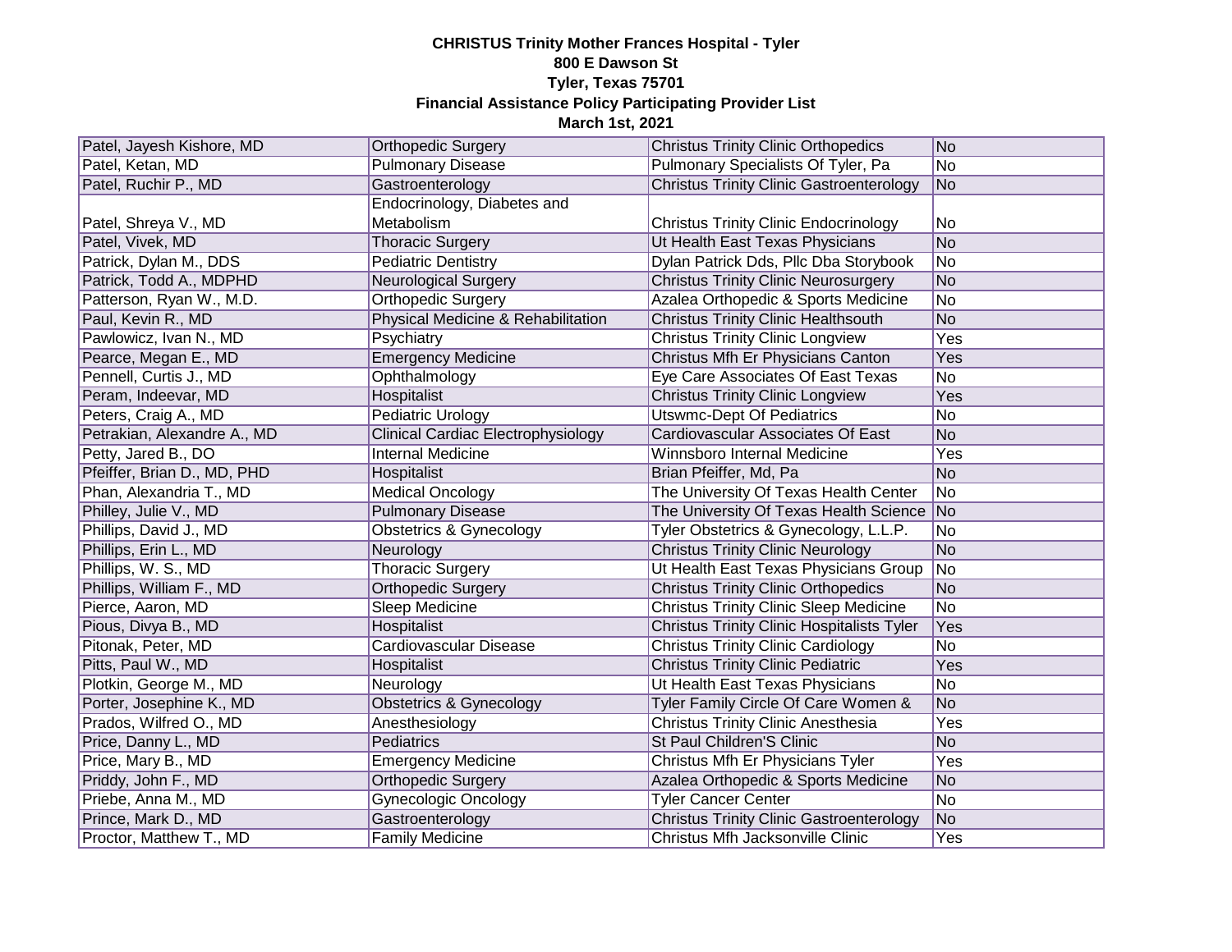**CHRISTUS Trinity Mother Frances Hospital - Tyler**
**800 E Dawson St**
**Tyler, Texas 75701**
**Financial Assistance Policy Participating Provider List**
**March 1st, 2021**

| | | | |
|---|---|---|---|
| Patel, Jayesh Kishore, MD | Orthopedic Surgery | Christus Trinity Clinic Orthopedics | No |
| Patel, Ketan, MD | Pulmonary Disease | Pulmonary Specialists Of Tyler, Pa | No |
| Patel, Ruchir P., MD | Gastroenterology | Christus Trinity Clinic Gastroenterology | No |
| Patel, Shreya V., MD | Endocrinology, Diabetes and Metabolism | Christus Trinity Clinic Endocrinology | No |
| Patel, Vivek, MD | Thoracic Surgery | Ut Health East Texas Physicians | No |
| Patrick, Dylan M., DDS | Pediatric Dentistry | Dylan Patrick Dds, Pllc Dba Storybook | No |
| Patrick, Todd A., MDPHD | Neurological Surgery | Christus Trinity Clinic Neurosurgery | No |
| Patterson, Ryan W., M.D. | Orthopedic Surgery | Azalea Orthopedic & Sports Medicine | No |
| Paul, Kevin R., MD | Physical Medicine & Rehabilitation | Christus Trinity Clinic Healthsouth | No |
| Pawlowicz, Ivan N., MD | Psychiatry | Christus Trinity Clinic Longview | Yes |
| Pearce, Megan E., MD | Emergency Medicine | Christus Mfh Er Physicians Canton | Yes |
| Pennell, Curtis J., MD | Ophthalmology | Eye Care Associates Of East Texas | No |
| Peram, Indeevar, MD | Hospitalist | Christus Trinity Clinic Longview | Yes |
| Peters, Craig A., MD | Pediatric Urology | Utswmc-Dept Of Pediatrics | No |
| Petrakian, Alexandre A., MD | Clinical Cardiac Electrophysiology | Cardiovascular Associates Of East | No |
| Petty, Jared B., DO | Internal Medicine | Winnsboro Internal Medicine | Yes |
| Pfeiffer, Brian D., MD, PHD | Hospitalist | Brian Pfeiffer, Md, Pa | No |
| Phan, Alexandria T., MD | Medical Oncology | The University Of Texas Health Center | No |
| Philley, Julie V., MD | Pulmonary Disease | The University Of Texas Health Science | No |
| Phillips, David J., MD | Obstetrics & Gynecology | Tyler Obstetrics & Gynecology, L.L.P. | No |
| Phillips, Erin L., MD | Neurology | Christus Trinity Clinic Neurology | No |
| Phillips, W. S., MD | Thoracic Surgery | Ut Health East Texas Physicians Group | No |
| Phillips, William F., MD | Orthopedic Surgery | Christus Trinity Clinic Orthopedics | No |
| Pierce, Aaron, MD | Sleep Medicine | Christus Trinity Clinic Sleep Medicine | No |
| Pious, Divya B., MD | Hospitalist | Christus Trinity Clinic Hospitalists Tyler | Yes |
| Pitonak, Peter, MD | Cardiovascular Disease | Christus Trinity Clinic Cardiology | No |
| Pitts, Paul W., MD | Hospitalist | Christus Trinity Clinic Pediatric | Yes |
| Plotkin, George M., MD | Neurology | Ut Health East Texas Physicians | No |
| Porter, Josephine K., MD | Obstetrics & Gynecology | Tyler Family Circle Of Care Women & | No |
| Prados, Wilfred O., MD | Anesthesiology | Christus Trinity Clinic Anesthesia | Yes |
| Price, Danny L., MD | Pediatrics | St Paul Children'S Clinic | No |
| Price, Mary B., MD | Emergency Medicine | Christus Mfh Er Physicians Tyler | Yes |
| Priddy, John F., MD | Orthopedic Surgery | Azalea Orthopedic & Sports Medicine | No |
| Priebe, Anna M., MD | Gynecologic Oncology | Tyler Cancer Center | No |
| Prince, Mark D., MD | Gastroenterology | Christus Trinity Clinic Gastroenterology | No |
| Proctor, Matthew T., MD | Family Medicine | Christus Mfh Jacksonville Clinic | Yes |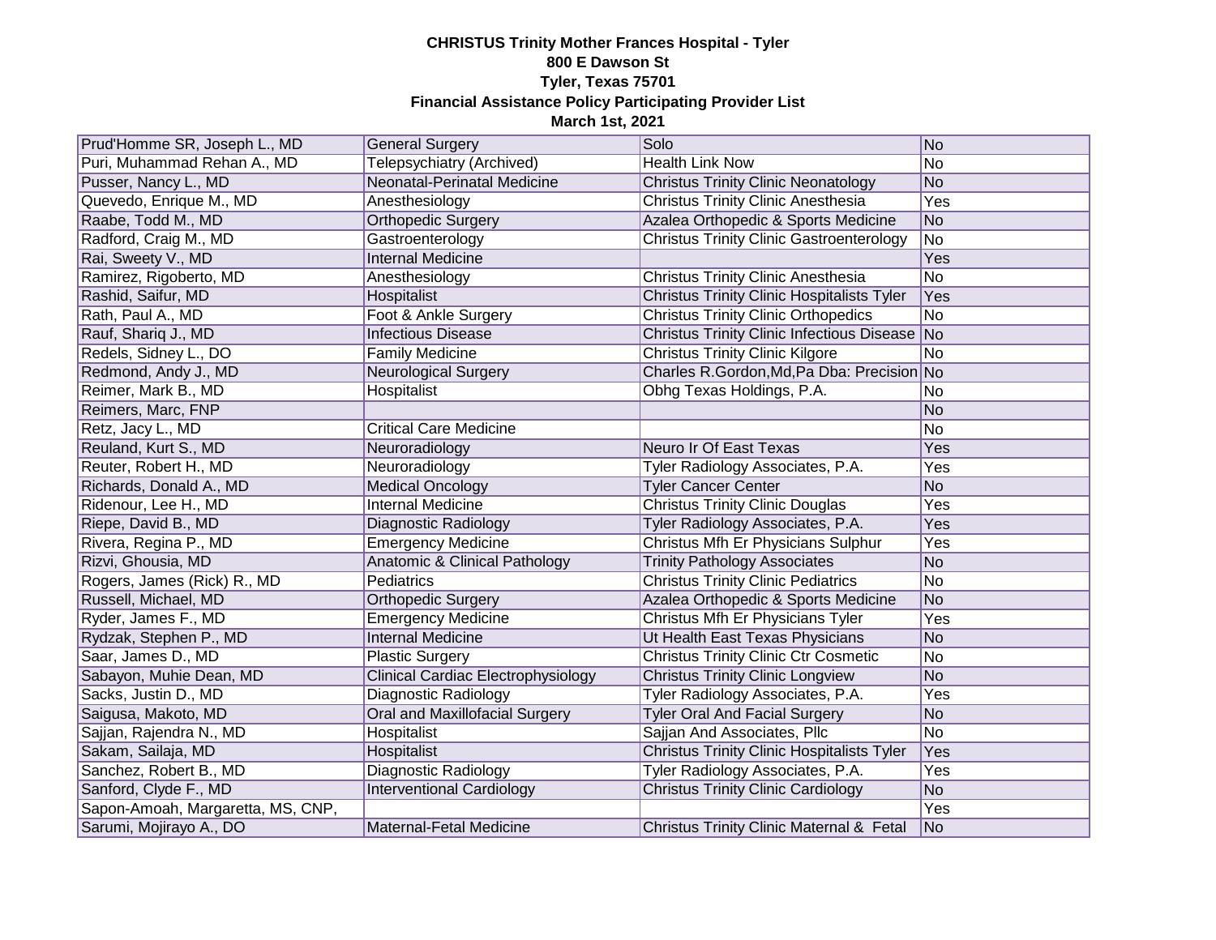**CHRISTUS Trinity Mother Frances Hospital - Tyler**
**800 E Dawson St**
**Tyler, Texas 75701**
**Financial Assistance Policy Participating Provider List**
**March 1st, 2021**

| | | | |
|---|---|---|---|
| Prud'Homme SR, Joseph L., MD | General Surgery | Solo | No |
| Puri, Muhammad Rehan A., MD | Telepsychiatry (Archived) | Health Link Now | No |
| Pusser, Nancy L., MD | Neonatal-Perinatal Medicine | Christus Trinity Clinic Neonatology | No |
| Quevedo, Enrique M., MD | Anesthesiology | Christus Trinity Clinic Anesthesia | Yes |
| Raabe, Todd M., MD | Orthopedic Surgery | Azalea Orthopedic & Sports Medicine | No |
| Radford, Craig M., MD | Gastroenterology | Christus Trinity Clinic Gastroenterology | No |
| Rai, Sweety V., MD | Internal Medicine | | Yes |
| Ramirez, Rigoberto, MD | Anesthesiology | Christus Trinity Clinic Anesthesia | No |
| Rashid, Saifur, MD | Hospitalist | Christus Trinity Clinic Hospitalists Tyler | Yes |
| Rath, Paul A., MD | Foot & Ankle Surgery | Christus Trinity Clinic Orthopedics | No |
| Rauf, Shariq J., MD | Infectious Disease | Christus Trinity Clinic Infectious Disease | No |
| Redels, Sidney L., DO | Family Medicine | Christus Trinity Clinic Kilgore | No |
| Redmond, Andy J., MD | Neurological Surgery | Charles R.Gordon,Md,Pa Dba: Precision | No |
| Reimer, Mark B., MD | Hospitalist | Obhg Texas Holdings, P.A. | No |
| Reimers, Marc, FNP | | | No |
| Retz, Jacy L., MD | Critical Care Medicine | | No |
| Reuland, Kurt S., MD | Neuroradiology | Neuro Ir Of East Texas | Yes |
| Reuter, Robert H., MD | Neuroradiology | Tyler Radiology Associates, P.A. | Yes |
| Richards, Donald A., MD | Medical Oncology | Tyler Cancer Center | No |
| Ridenour, Lee H., MD | Internal Medicine | Christus Trinity Clinic Douglas | Yes |
| Riepe, David B., MD | Diagnostic Radiology | Tyler Radiology Associates, P.A. | Yes |
| Rivera, Regina P., MD | Emergency Medicine | Christus Mfh Er Physicians Sulphur | Yes |
| Rizvi, Ghousia, MD | Anatomic & Clinical Pathology | Trinity Pathology Associates | No |
| Rogers, James (Rick) R., MD | Pediatrics | Christus Trinity Clinic Pediatrics | No |
| Russell, Michael, MD | Orthopedic Surgery | Azalea Orthopedic & Sports Medicine | No |
| Ryder, James F., MD | Emergency Medicine | Christus Mfh Er Physicians Tyler | Yes |
| Rydzak, Stephen P., MD | Internal Medicine | Ut Health East Texas Physicians | No |
| Saar, James D., MD | Plastic Surgery | Christus Trinity Clinic Ctr Cosmetic | No |
| Sabayon, Muhie Dean, MD | Clinical Cardiac Electrophysiology | Christus Trinity Clinic Longview | No |
| Sacks, Justin D., MD | Diagnostic Radiology | Tyler Radiology Associates, P.A. | Yes |
| Saigusa, Makoto, MD | Oral and Maxillofacial Surgery | Tyler Oral And Facial Surgery | No |
| Sajjan, Rajendra N., MD | Hospitalist | Sajjan And Associates, Pllc | No |
| Sakam, Sailaja, MD | Hospitalist | Christus Trinity Clinic Hospitalists Tyler | Yes |
| Sanchez, Robert B., MD | Diagnostic Radiology | Tyler Radiology Associates, P.A. | Yes |
| Sanford, Clyde F., MD | Interventional Cardiology | Christus Trinity Clinic Cardiology | No |
| Sapon-Amoah, Margaretta, MS, CNP, | | | Yes |
| Sarumi, Mojirayo A., DO | Maternal-Fetal Medicine | Christus Trinity Clinic Maternal & Fetal | No |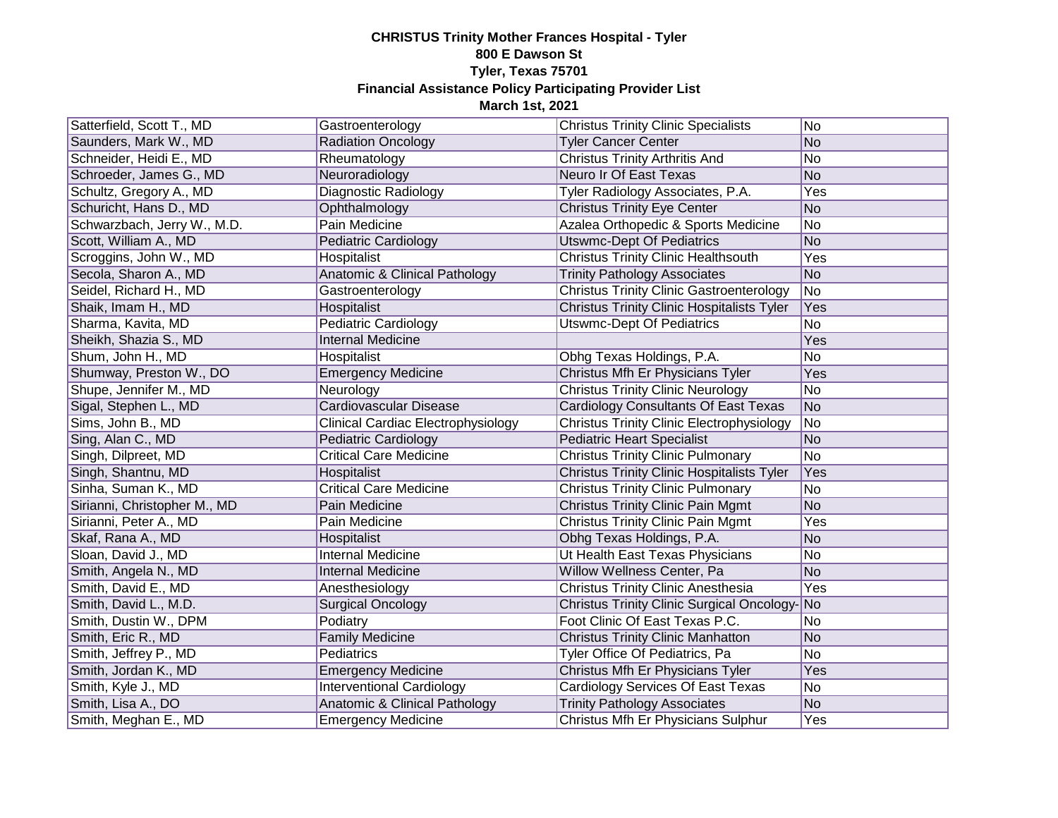**CHRISTUS Trinity Mother Frances Hospital - Tyler**
**800 E Dawson St**
**Tyler, Texas 75701**
**Financial Assistance Policy Participating Provider List**
**March 1st, 2021**

| | | | |
|---|---|---|---|
| Satterfield, Scott T., MD | Gastroenterology | Christus Trinity Clinic Specialists | No |
| Saunders, Mark W., MD | Radiation Oncology | Tyler Cancer Center | No |
| Schneider, Heidi E., MD | Rheumatology | Christus Trinity Arthritis And | No |
| Schroeder, James G., MD | Neuroradiology | Neuro Ir Of East Texas | No |
| Schultz, Gregory A., MD | Diagnostic Radiology | Tyler Radiology Associates, P.A. | Yes |
| Schuricht, Hans D., MD | Ophthalmology | Christus Trinity Eye Center | No |
| Schwarzbach, Jerry W., M.D. | Pain Medicine | Azalea Orthopedic & Sports Medicine | No |
| Scott, William A., MD | Pediatric Cardiology | Utswmc-Dept Of Pediatrics | No |
| Scroggins, John W., MD | Hospitalist | Christus Trinity Clinic Healthsouth | Yes |
| Secola, Sharon A., MD | Anatomic & Clinical Pathology | Trinity Pathology Associates | No |
| Seidel, Richard H., MD | Gastroenterology | Christus Trinity Clinic Gastroenterology | No |
| Shaik, Imam H., MD | Hospitalist | Christus Trinity Clinic Hospitalists Tyler | Yes |
| Sharma, Kavita, MD | Pediatric Cardiology | Utswmc-Dept Of Pediatrics | No |
| Sheikh, Shazia S., MD | Internal Medicine | | Yes |
| Shum, John H., MD | Hospitalist | Obhg Texas Holdings, P.A. | No |
| Shumway, Preston W., DO | Emergency Medicine | Christus Mfh Er Physicians Tyler | Yes |
| Shupe, Jennifer M., MD | Neurology | Christus Trinity Clinic Neurology | No |
| Sigal, Stephen L., MD | Cardiovascular Disease | Cardiology Consultants Of East Texas | No |
| Sims, John B., MD | Clinical Cardiac Electrophysiology | Christus Trinity Clinic Electrophysiology | No |
| Sing, Alan C., MD | Pediatric Cardiology | Pediatric Heart Specialist | No |
| Singh, Dilpreet, MD | Critical Care Medicine | Christus Trinity Clinic Pulmonary | No |
| Singh, Shantnu, MD | Hospitalist | Christus Trinity Clinic Hospitalists Tyler | Yes |
| Sinha, Suman K., MD | Critical Care Medicine | Christus Trinity Clinic Pulmonary | No |
| Sirianni, Christopher M., MD | Pain Medicine | Christus Trinity Clinic Pain Mgmt | No |
| Sirianni, Peter A., MD | Pain Medicine | Christus Trinity Clinic Pain Mgmt | Yes |
| Skaf, Rana A., MD | Hospitalist | Obhg Texas Holdings, P.A. | No |
| Sloan, David J., MD | Internal Medicine | Ut Health East Texas Physicians | No |
| Smith, Angela N., MD | Internal Medicine | Willow Wellness Center, Pa | No |
| Smith, David E., MD | Anesthesiology | Christus Trinity Clinic Anesthesia | Yes |
| Smith, David L., M.D. | Surgical Oncology | Christus Trinity Clinic Surgical Oncology- | No |
| Smith, Dustin W., DPM | Podiatry | Foot Clinic Of East Texas P.C. | No |
| Smith, Eric R., MD | Family Medicine | Christus Trinity Clinic Manhatton | No |
| Smith, Jeffrey P., MD | Pediatrics | Tyler Office Of Pediatrics, Pa | No |
| Smith, Jordan K., MD | Emergency Medicine | Christus Mfh Er Physicians Tyler | Yes |
| Smith, Kyle J., MD | Interventional Cardiology | Cardiology Services Of East Texas | No |
| Smith, Lisa A., DO | Anatomic & Clinical Pathology | Trinity Pathology Associates | No |
| Smith, Meghan E., MD | Emergency Medicine | Christus Mfh Er Physicians Sulphur | Yes |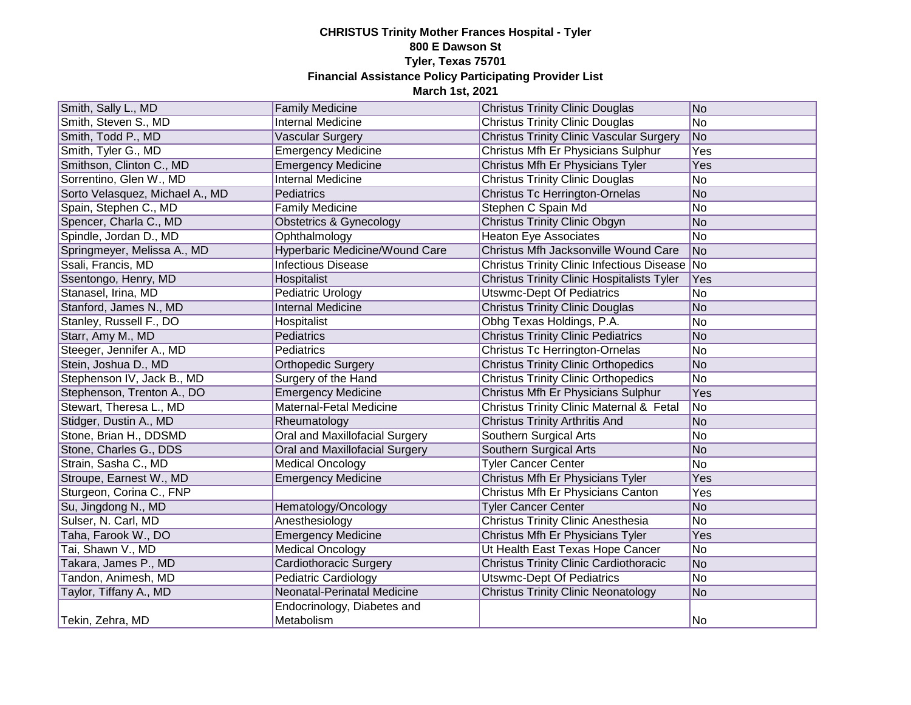**CHRISTUS Trinity Mother Frances Hospital - Tyler**
**800 E Dawson St**
**Tyler, Texas 75701**
**Financial Assistance Policy Participating Provider List**
**March 1st, 2021**

| | | | |
|---|---|---|---|
| Smith, Sally L., MD | Family Medicine | Christus Trinity Clinic Douglas | No |
| Smith, Steven S., MD | Internal Medicine | Christus Trinity Clinic Douglas | No |
| Smith, Todd P., MD | Vascular Surgery | Christus Trinity Clinic Vascular Surgery | No |
| Smith, Tyler G., MD | Emergency Medicine | Christus Mfh Er Physicians Sulphur | Yes |
| Smithson, Clinton C., MD | Emergency Medicine | Christus Mfh Er Physicians Tyler | Yes |
| Sorrentino, Glen W., MD | Internal Medicine | Christus Trinity Clinic Douglas | No |
| Sorto Velasquez, Michael A., MD | Pediatrics | Christus Tc Herrington-Ornelas | No |
| Spain, Stephen C., MD | Family Medicine | Stephen C Spain Md | No |
| Spencer, Charla C., MD | Obstetrics & Gynecology | Christus Trinity Clinic Obgyn | No |
| Spindle, Jordan D., MD | Ophthalmology | Heaton Eye Associates | No |
| Springmeyer, Melissa A., MD | Hyperbaric Medicine/Wound Care | Christus Mfh Jacksonville Wound Care | No |
| Ssali, Francis, MD | Infectious Disease | Christus Trinity Clinic Infectious Disease | No |
| Ssentongo, Henry, MD | Hospitalist | Christus Trinity Clinic Hospitalists Tyler | Yes |
| Stanasel, Irina, MD | Pediatric Urology | Utswmc-Dept Of Pediatrics | No |
| Stanford, James N., MD | Internal Medicine | Christus Trinity Clinic Douglas | No |
| Stanley, Russell F., DO | Hospitalist | Obhg Texas Holdings, P.A. | No |
| Starr, Amy M., MD | Pediatrics | Christus Trinity Clinic Pediatrics | No |
| Steeger, Jennifer A., MD | Pediatrics | Christus Tc Herrington-Ornelas | No |
| Stein, Joshua D., MD | Orthopedic Surgery | Christus Trinity Clinic Orthopedics | No |
| Stephenson IV, Jack B., MD | Surgery of the Hand | Christus Trinity Clinic Orthopedics | No |
| Stephenson, Trenton A., DO | Emergency Medicine | Christus Mfh Er Physicians Sulphur | Yes |
| Stewart, Theresa L., MD | Maternal-Fetal Medicine | Christus Trinity Clinic Maternal & Fetal | No |
| Stidger, Dustin A., MD | Rheumatology | Christus Trinity Arthritis And | No |
| Stone, Brian H., DDSMD | Oral and Maxillofacial Surgery | Southern Surgical Arts | No |
| Stone, Charles G., DDS | Oral and Maxillofacial Surgery | Southern Surgical Arts | No |
| Strain, Sasha C., MD | Medical Oncology | Tyler Cancer Center | No |
| Stroupe, Earnest W., MD | Emergency Medicine | Christus Mfh Er Physicians Tyler | Yes |
| Sturgeon, Corina C., FNP | | Christus Mfh Er Physicians Canton | Yes |
| Su, Jingdong N., MD | Hematology/Oncology | Tyler Cancer Center | No |
| Sulser, N. Carl, MD | Anesthesiology | Christus Trinity Clinic Anesthesia | No |
| Taha, Farook W., DO | Emergency Medicine | Christus Mfh Er Physicians Tyler | Yes |
| Tai, Shawn V., MD | Medical Oncology | Ut Health East Texas Hope Cancer | No |
| Takara, James P., MD | Cardiothoracic Surgery | Christus Trinity Clinic Cardiothoracic | No |
| Tandon, Animesh, MD | Pediatric Cardiology | Utswmc-Dept Of Pediatrics | No |
| Taylor, Tiffany A., MD | Neonatal-Perinatal Medicine | Christus Trinity Clinic Neonatology | No |
| Tekin, Zehra, MD | Endocrinology, Diabetes and Metabolism | | No |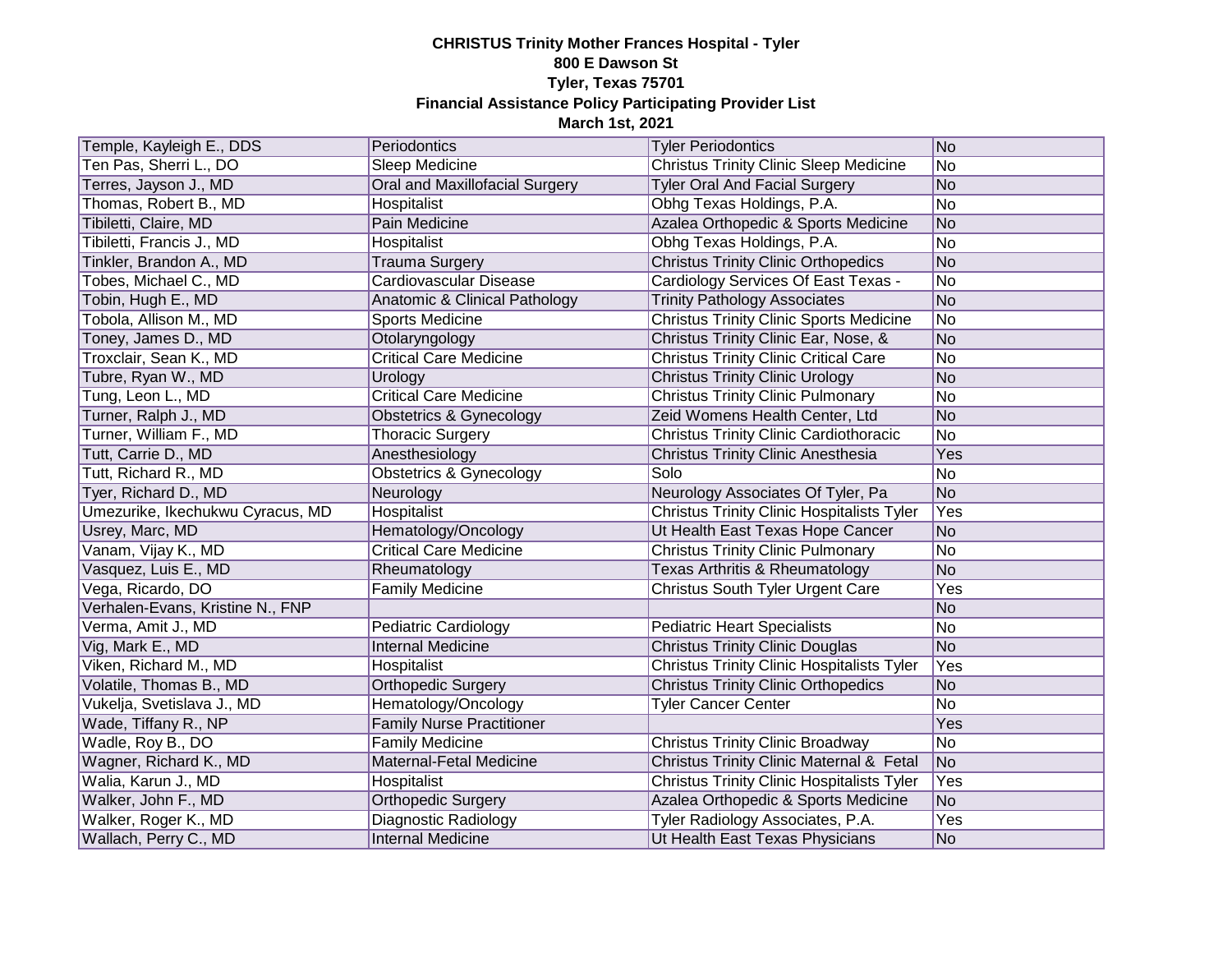**CHRISTUS Trinity Mother Frances Hospital - Tyler**
**800 E Dawson St**
**Tyler, Texas 75701**
**Financial Assistance Policy Participating Provider List**
**March 1st, 2021**

| | | | |
|---|---|---|---|
| Temple, Kayleigh E., DDS | Periodontics | Tyler Periodontics | No |
| Ten Pas, Sherri L., DO | Sleep Medicine | Christus Trinity Clinic Sleep Medicine | No |
| Terres, Jayson J., MD | Oral and Maxillofacial Surgery | Tyler Oral And Facial Surgery | No |
| Thomas, Robert B., MD | Hospitalist | Obhg Texas Holdings, P.A. | No |
| Tibiletti, Claire, MD | Pain Medicine | Azalea Orthopedic & Sports Medicine | No |
| Tibiletti, Francis J., MD | Hospitalist | Obhg Texas Holdings, P.A. | No |
| Tinkler, Brandon A., MD | Trauma Surgery | Christus Trinity Clinic Orthopedics | No |
| Tobes, Michael C., MD | Cardiovascular Disease | Cardiology Services Of East Texas - | No |
| Tobin, Hugh E., MD | Anatomic & Clinical Pathology | Trinity Pathology Associates | No |
| Tobola, Allison M., MD | Sports Medicine | Christus Trinity Clinic Sports Medicine | No |
| Toney, James D., MD | Otolaryngology | Christus Trinity Clinic Ear, Nose, & | No |
| Troxclair, Sean K., MD | Critical Care Medicine | Christus Trinity Clinic Critical Care | No |
| Tubre, Ryan W., MD | Urology | Christus Trinity Clinic Urology | No |
| Tung, Leon L., MD | Critical Care Medicine | Christus Trinity Clinic Pulmonary | No |
| Turner, Ralph J., MD | Obstetrics & Gynecology | Zeid Womens Health Center, Ltd | No |
| Turner, William F., MD | Thoracic Surgery | Christus Trinity Clinic Cardiothoracic | No |
| Tutt, Carrie D., MD | Anesthesiology | Christus Trinity Clinic Anesthesia | Yes |
| Tutt, Richard R., MD | Obstetrics & Gynecology | Solo | No |
| Tyer, Richard D., MD | Neurology | Neurology Associates Of Tyler, Pa | No |
| Umezurike, Ikechukwu Cyracus, MD | Hospitalist | Christus Trinity Clinic Hospitalists Tyler | Yes |
| Usrey, Marc, MD | Hematology/Oncology | Ut Health East Texas Hope Cancer | No |
| Vanam, Vijay K., MD | Critical Care Medicine | Christus Trinity Clinic Pulmonary | No |
| Vasquez, Luis E., MD | Rheumatology | Texas Arthritis & Rheumatology | No |
| Vega, Ricardo, DO | Family Medicine | Christus South Tyler Urgent Care | Yes |
| Verhalen-Evans, Kristine N., FNP | | | No |
| Verma, Amit J., MD | Pediatric Cardiology | Pediatric Heart Specialists | No |
| Vig, Mark E., MD | Internal Medicine | Christus Trinity Clinic Douglas | No |
| Viken, Richard M., MD | Hospitalist | Christus Trinity Clinic Hospitalists Tyler | Yes |
| Volatile, Thomas B., MD | Orthopedic Surgery | Christus Trinity Clinic Orthopedics | No |
| Vukelja, Svetislava J., MD | Hematology/Oncology | Tyler Cancer Center | No |
| Wade, Tiffany R., NP | Family Nurse Practitioner | | Yes |
| Wadle, Roy B., DO | Family Medicine | Christus Trinity Clinic Broadway | No |
| Wagner, Richard K., MD | Maternal-Fetal Medicine | Christus Trinity Clinic Maternal & Fetal | No |
| Walia, Karun J., MD | Hospitalist | Christus Trinity Clinic Hospitalists Tyler | Yes |
| Walker, John F., MD | Orthopedic Surgery | Azalea Orthopedic & Sports Medicine | No |
| Walker, Roger K., MD | Diagnostic Radiology | Tyler Radiology Associates, P.A. | Yes |
| Wallach, Perry C., MD | Internal Medicine | Ut Health East Texas Physicians | No |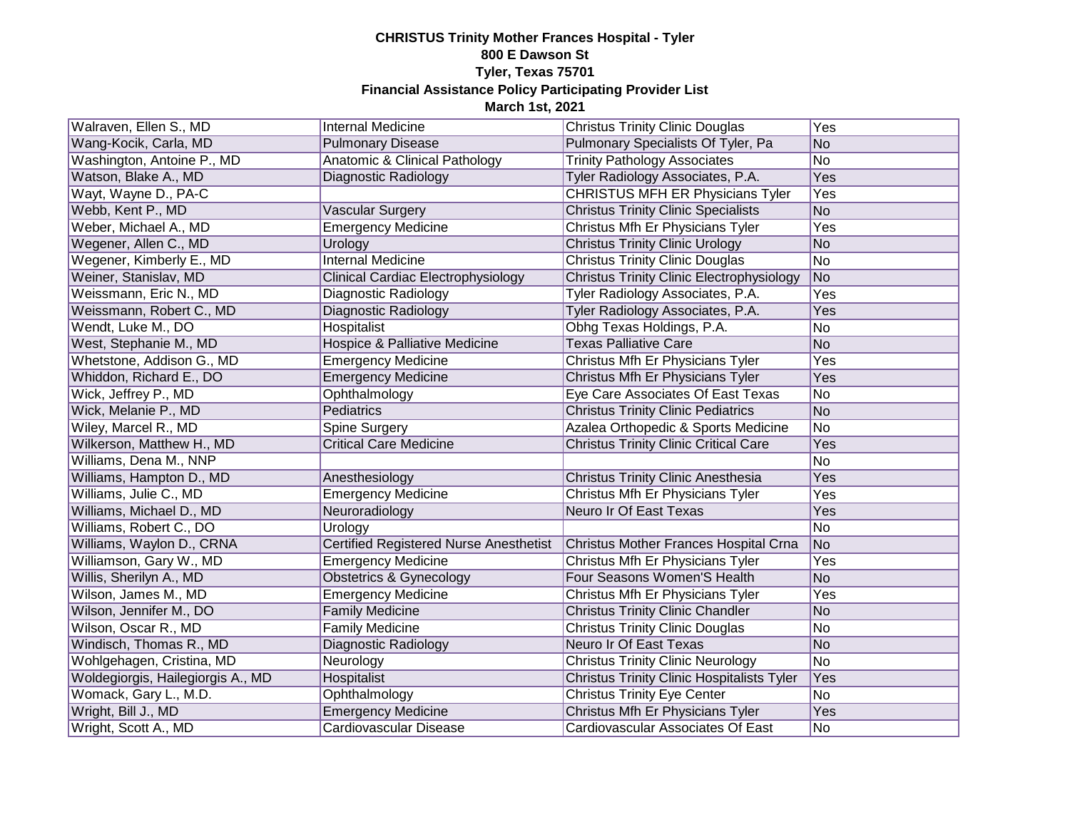**CHRISTUS Trinity Mother Frances Hospital - Tyler**
**800 E Dawson St**
**Tyler, Texas 75701**
**Financial Assistance Policy Participating Provider List**
**March 1st, 2021**

| | | | |
|---|---|---|---|
| Walraven, Ellen S., MD | Internal Medicine | Christus Trinity Clinic Douglas | Yes |
| Wang-Kocik, Carla, MD | Pulmonary Disease | Pulmonary Specialists Of Tyler, Pa | No |
| Washington, Antoine P., MD | Anatomic & Clinical Pathology | Trinity Pathology Associates | No |
| Watson, Blake A., MD | Diagnostic Radiology | Tyler Radiology Associates, P.A. | Yes |
| Wayt, Wayne D., PA-C | | CHRISTUS MFH ER Physicians Tyler | Yes |
| Webb, Kent P., MD | Vascular Surgery | Christus Trinity Clinic Specialists | No |
| Weber, Michael A., MD | Emergency Medicine | Christus Mfh Er Physicians Tyler | Yes |
| Wegener, Allen C., MD | Urology | Christus Trinity Clinic Urology | No |
| Wegener, Kimberly E., MD | Internal Medicine | Christus Trinity Clinic Douglas | No |
| Weiner, Stanislav, MD | Clinical Cardiac Electrophysiology | Christus Trinity Clinic Electrophysiology | No |
| Weissmann, Eric N., MD | Diagnostic Radiology | Tyler Radiology Associates, P.A. | Yes |
| Weissmann, Robert C., MD | Diagnostic Radiology | Tyler Radiology Associates, P.A. | Yes |
| Wendt, Luke M., DO | Hospitalist | Obhg Texas Holdings, P.A. | No |
| West, Stephanie M., MD | Hospice & Palliative Medicine | Texas Palliative Care | No |
| Whetstone, Addison G., MD | Emergency Medicine | Christus Mfh Er Physicians Tyler | Yes |
| Whiddon, Richard E., DO | Emergency Medicine | Christus Mfh Er Physicians Tyler | Yes |
| Wick, Jeffrey P., MD | Ophthalmology | Eye Care Associates Of East Texas | No |
| Wick, Melanie P., MD | Pediatrics | Christus Trinity Clinic Pediatrics | No |
| Wiley, Marcel R., MD | Spine Surgery | Azalea Orthopedic & Sports Medicine | No |
| Wilkerson, Matthew H., MD | Critical Care Medicine | Christus Trinity Clinic Critical Care | Yes |
| Williams, Dena M., NNP | | | No |
| Williams, Hampton D., MD | Anesthesiology | Christus Trinity Clinic Anesthesia | Yes |
| Williams, Julie C., MD | Emergency Medicine | Christus Mfh Er Physicians Tyler | Yes |
| Williams, Michael D., MD | Neuroradiology | Neuro Ir Of East Texas | Yes |
| Williams, Robert C., DO | Urology | | No |
| Williams, Waylon D., CRNA | Certified Registered Nurse Anesthetist | Christus Mother Frances Hospital Crna | No |
| Williamson, Gary W., MD | Emergency Medicine | Christus Mfh Er Physicians Tyler | Yes |
| Willis, Sherilyn A., MD | Obstetrics & Gynecology | Four Seasons Women'S Health | No |
| Wilson, James M., MD | Emergency Medicine | Christus Mfh Er Physicians Tyler | Yes |
| Wilson, Jennifer M., DO | Family Medicine | Christus Trinity Clinic Chandler | No |
| Wilson, Oscar R., MD | Family Medicine | Christus Trinity Clinic Douglas | No |
| Windisch, Thomas R., MD | Diagnostic Radiology | Neuro Ir Of East Texas | No |
| Wohlgehagen, Cristina, MD | Neurology | Christus Trinity Clinic Neurology | No |
| Woldegiorgis, Hailegiorgis A., MD | Hospitalist | Christus Trinity Clinic Hospitalists Tyler | Yes |
| Womack, Gary L., M.D. | Ophthalmology | Christus Trinity Eye Center | No |
| Wright, Bill J., MD | Emergency Medicine | Christus Mfh Er Physicians Tyler | Yes |
| Wright, Scott A., MD | Cardiovascular Disease | Cardiovascular Associates Of East | No |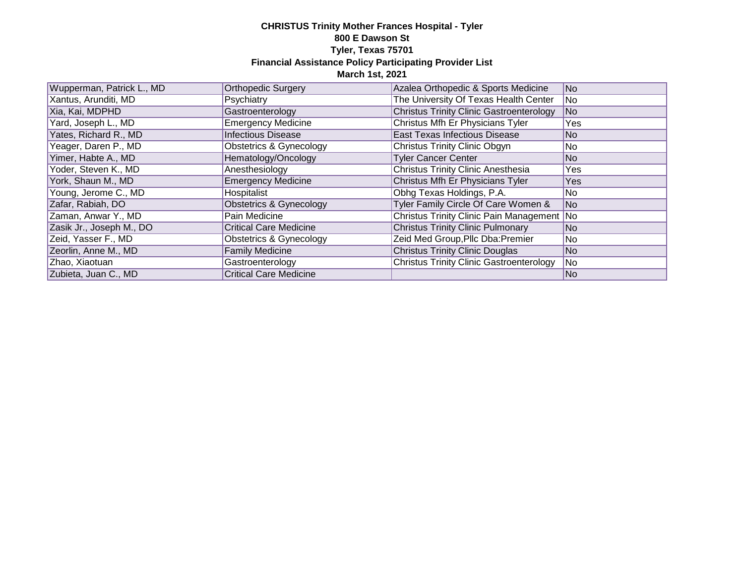**CHRISTUS Trinity Mother Frances Hospital - Tyler**
**800 E Dawson St**
**Tyler, Texas 75701**
**Financial Assistance Policy Participating Provider List**
**March 1st, 2021**

| | | | |
|---|---|---|---|
| Wupperman, Patrick L., MD | Orthopedic Surgery | Azalea Orthopedic & Sports Medicine | No |
| Xantus, Arunditi, MD | Psychiatry | The University Of Texas Health Center | No |
| Xia, Kai, MDPHD | Gastroenterology | Christus Trinity Clinic Gastroenterology | No |
| Yard, Joseph L., MD | Emergency Medicine | Christus Mfh Er Physicians Tyler | Yes |
| Yates, Richard R., MD | Infectious Disease | East Texas Infectious Disease | No |
| Yeager, Daren P., MD | Obstetrics & Gynecology | Christus Trinity Clinic Obgyn | No |
| Yimer, Habte A., MD | Hematology/Oncology | Tyler Cancer Center | No |
| Yoder, Steven K., MD | Anesthesiology | Christus Trinity Clinic Anesthesia | Yes |
| York, Shaun M., MD | Emergency Medicine | Christus Mfh Er Physicians Tyler | Yes |
| Young, Jerome C., MD | Hospitalist | Obhg Texas Holdings, P.A. | No |
| Zafar, Rabiah, DO | Obstetrics & Gynecology | Tyler Family Circle Of Care Women & | No |
| Zaman, Anwar Y., MD | Pain Medicine | Christus Trinity Clinic Pain Management | No |
| Zasik Jr., Joseph M., DO | Critical Care Medicine | Christus Trinity Clinic Pulmonary | No |
| Zeid, Yasser F., MD | Obstetrics & Gynecology | Zeid Med Group,Pllc Dba:Premier | No |
| Zeorlin, Anne M., MD | Family Medicine | Christus Trinity Clinic Douglas | No |
| Zhao, Xiaotuan | Gastroenterology | Christus Trinity Clinic Gastroenterology | No |
| Zubieta, Juan C., MD | Critical Care Medicine | | No |